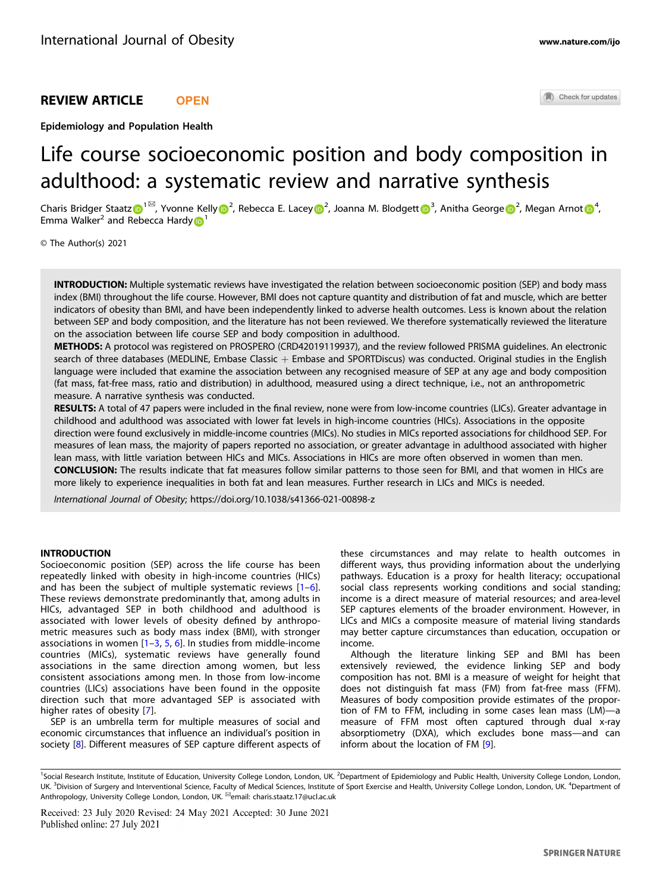REVIEW ARTICLE OPEN

Epidemiology and Population Health

# Life course socioeconomic position and body composition in adulthood: a systematic review and narrative synthesis

Charis Bridger Staatz[1], Yvonne Kelly[2], Rebecca E. Lacey[2], Joanna M. Blodgett[3], Anitha George[2], Megan Arnot[4], Emma Walker[2] and Rebecca Hardy[1]

© The Author(s) 2021

**INTRODUCTION:** Multiple systematic reviews have investigated the relation between socioeconomic position (SEP) and body mass index (BMI) throughout the life course. However, BMI does not capture quantity and distribution of fat and muscle, which are better indicators of obesity than BMI, and have been independently linked to adverse health outcomes. Less is known about the relation between SEP and body composition, and the literature has not been reviewed. We therefore systematically reviewed the literature on the association between life course SEP and body composition in adulthood.

**METHODS:** A protocol was registered on PROSPERO (CRD42019119937), and the review followed PRISMA guidelines. An electronic search of three databases (MEDLINE, Embase Classic + Embase and SPORTDiscus) was conducted. Original studies in the English language were included that examine the association between any recognised measure of SEP at any age and body composition (fat mass, fat-free mass, ratio and distribution) in adulthood, measured using a direct technique, i.e., not an anthropometric measure. A narrative synthesis was conducted.

**RESULTS:** A total of 47 papers were included in the final review, none were from low-income countries (LICs). Greater advantage in childhood and adulthood was associated with lower fat levels in high-income countries (HICs). Associations in the opposite direction were found exclusively in middle-income countries (MICs). No studies in MICs reported associations for childhood SEP. For measures of lean mass, the majority of papers reported no association, or greater advantage in adulthood associated with higher lean mass, with little variation between HICs and MICs. Associations in HICs are more often observed in women than men.

**CONCLUSION:** The results indicate that fat measures follow similar patterns to those seen for BMI, and that women in HICs are more likely to experience inequalities in both fat and lean measures. Further research in LICs and MICs is needed.

*International Journal of Obesity*; https://doi.org/10.1038/s41366-021-00898-z

## INTRODUCTION

Socioeconomic position (SEP) across the life course has been repeatedly linked with obesity in high-income countries (HICs) and has been the subject of multiple systematic reviews [1–6]. These reviews demonstrate predominantly that, among adults in HICs, advantaged SEP in both childhood and adulthood is associated with lower levels of obesity defined by anthropometric measures such as body mass index (BMI), with stronger associations in women [1–3, 5, 6]. In studies from middle-income countries (MICs), systematic reviews have generally found associations in the same direction among women, but less consistent associations among men. In those from low-income countries (LICs) associations have been found in the opposite direction such that more advantaged SEP is associated with higher rates of obesity [7].

SEP is an umbrella term for multiple measures of social and economic circumstances that influence an individual's position in society [8]. Different measures of SEP capture different aspects of these circumstances and may relate to health outcomes in different ways, thus providing information about the underlying pathways. Education is a proxy for health literacy; occupational social class represents working conditions and social standing; income is a direct measure of material resources; and area-level SEP captures elements of the broader environment. However, in LICs and MICs a composite measure of material living standards may better capture circumstances than education, occupation or income.

Although the literature linking SEP and BMI has been extensively reviewed, the evidence linking SEP and body composition has not. BMI is a measure of weight for height that does not distinguish fat mass (FM) from fat-free mass (FFM). Measures of body composition provide estimates of the proportion of FM to FFM, including in some cases lean mass (LM)—a measure of FFM most often captured through dual x-ray absorptiometry (DXA), which excludes bone mass—and can inform about the location of FM [9].

[1]Social Research Institute, Institute of Education, University College London, London, UK. [2]Department of Epidemiology and Public Health, University College London, London, UK. [3]Division of Surgery and Interventional Science, Faculty of Medical Sciences, Institute of Sport Exercise and Health, University College London, London, UK. [4]Department of Anthropology, University College London, London, UK. email: charis.staatz.17@ucl.ac.uk

Received: 23 July 2020 Revised: 24 May 2021 Accepted: 30 June 2021
Published online: 27 July 2021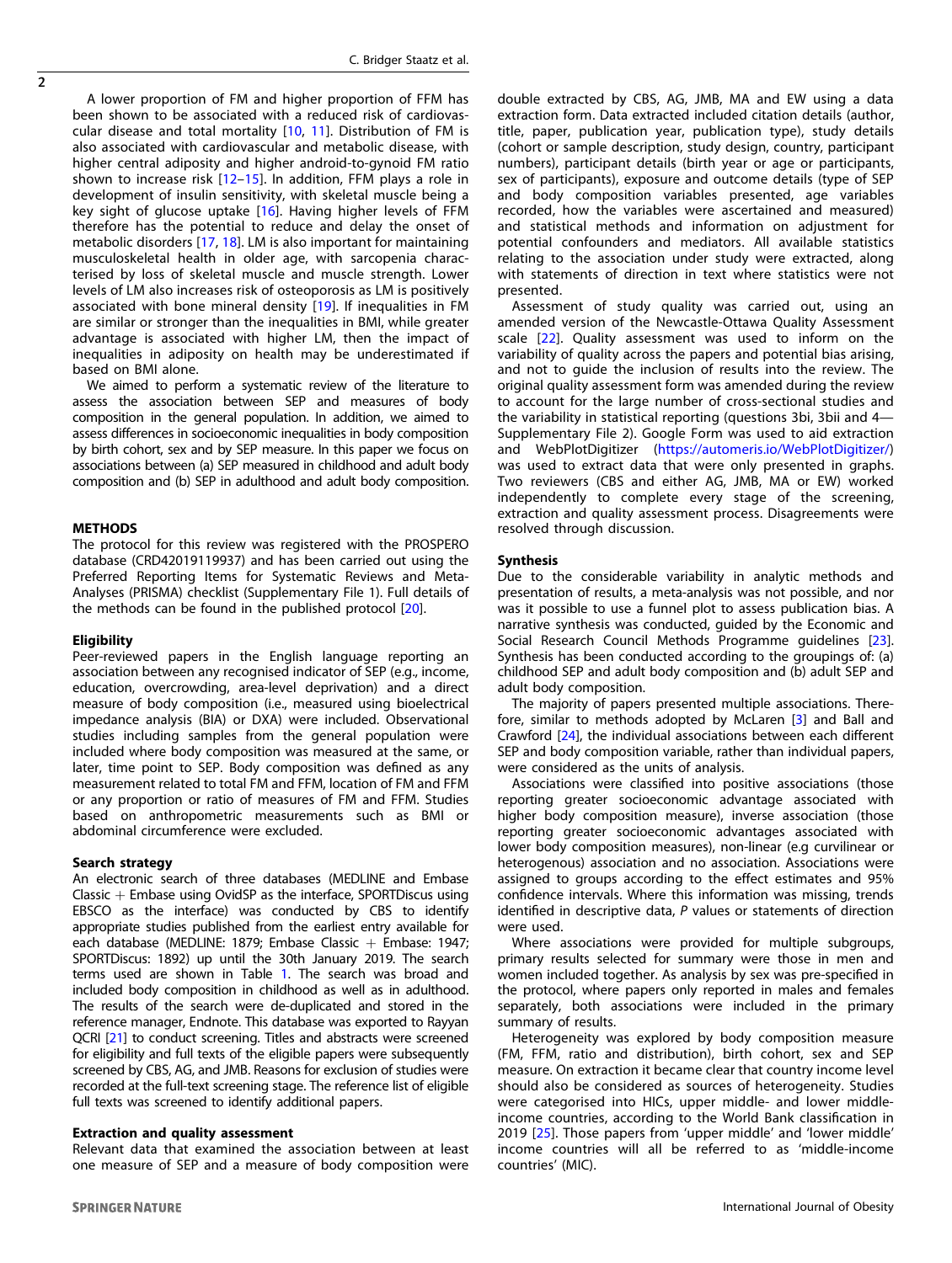A lower proportion of FM and higher proportion of FFM has been shown to be associated with a reduced risk of cardiovascular disease and total mortality [10, 11]. Distribution of FM is also associated with cardiovascular and metabolic disease, with higher central adiposity and higher android-to-gynoid FM ratio shown to increase risk [12–15]. In addition, FFM plays a role in development of insulin sensitivity, with skeletal muscle being a key sight of glucose uptake [16]. Having higher levels of FFM therefore has the potential to reduce and delay the onset of metabolic disorders [17, 18]. LM is also important for maintaining musculoskeletal health in older age, with sarcopenia characterised by loss of skeletal muscle and muscle strength. Lower levels of LM also increases risk of osteoporosis as LM is positively associated with bone mineral density [19]. If inequalities in FM are similar or stronger than the inequalities in BMI, while greater advantage is associated with higher LM, then the impact of inequalities in adiposity on health may be underestimated if based on BMI alone.

We aimed to perform a systematic review of the literature to assess the association between SEP and measures of body composition in the general population. In addition, we aimed to assess differences in socioeconomic inequalities in body composition by birth cohort, sex and by SEP measure. In this paper we focus on associations between (a) SEP measured in childhood and adult body composition and (b) SEP in adulthood and adult body composition.

## METHODS

The protocol for this review was registered with the PROSPERO database (CRD42019119937) and has been carried out using the Preferred Reporting Items for Systematic Reviews and Meta-Analyses (PRISMA) checklist (Supplementary File 1). Full details of the methods can be found in the published protocol [20].

### Eligibility

Peer-reviewed papers in the English language reporting an association between any recognised indicator of SEP (e.g., income, education, overcrowding, area-level deprivation) and a direct measure of body composition (i.e., measured using bioelectrical impedance analysis (BIA) or DXA) were included. Observational studies including samples from the general population were included where body composition was measured at the same, or later, time point to SEP. Body composition was defined as any measurement related to total FM and FFM, location of FM and FFM or any proportion or ratio of measures of FM and FFM. Studies based on anthropometric measurements such as BMI or abdominal circumference were excluded.

### Search strategy

An electronic search of three databases (MEDLINE and Embase Classic + Embase using OvidSP as the interface, SPORTDiscus using EBSCO as the interface) was conducted by CBS to identify appropriate studies published from the earliest entry available for each database (MEDLINE: 1879; Embase Classic + Embase: 1947; SPORTDiscus: 1892) up until the 30th January 2019. The search terms used are shown in Table 1. The search was broad and included body composition in childhood as well as in adulthood. The results of the search were de-duplicated and stored in the reference manager, Endnote. This database was exported to Rayyan QCRI [21] to conduct screening. Titles and abstracts were screened for eligibility and full texts of the eligible papers were subsequently screened by CBS, AG, and JMB. Reasons for exclusion of studies were recorded at the full-text screening stage. The reference list of eligible full texts was screened to identify additional papers.

### Extraction and quality assessment

Relevant data that examined the association between at least one measure of SEP and a measure of body composition were double extracted by CBS, AG, JMB, MA and EW using a data extraction form. Data extracted included citation details (author, title, paper, publication year, publication type), study details (cohort or sample description, study design, country, participant numbers), participant details (birth year or age or participants, sex of participants), exposure and outcome details (type of SEP and body composition variables presented, age variables recorded, how the variables were ascertained and measured) and statistical methods and information on adjustment for potential confounders and mediators. All available statistics relating to the association under study were extracted, along with statements of direction in text where statistics were not presented.

Assessment of study quality was carried out, using an amended version of the Newcastle-Ottawa Quality Assessment scale [22]. Quality assessment was used to inform on the variability of quality across the papers and potential bias arising, and not to guide the inclusion of results into the review. The original quality assessment form was amended during the review to account for the large number of cross-sectional studies and the variability in statistical reporting (questions 3bi, 3bii and 4—Supplementary File 2). Google Form was used to aid extraction and WebPlotDigitizer (https://automeris.io/WebPlotDigitizer/) was used to extract data that were only presented in graphs. Two reviewers (CBS and either AG, JMB, MA or EW) worked independently to complete every stage of the screening, extraction and quality assessment process. Disagreements were resolved through discussion.

### Synthesis

Due to the considerable variability in analytic methods and presentation of results, a meta-analysis was not possible, and nor was it possible to use a funnel plot to assess publication bias. A narrative synthesis was conducted, guided by the Economic and Social Research Council Methods Programme guidelines [23]. Synthesis has been conducted according to the groupings of: (a) childhood SEP and adult body composition and (b) adult SEP and adult body composition.

The majority of papers presented multiple associations. Therefore, similar to methods adopted by McLaren [3] and Ball and Crawford [24], the individual associations between each different SEP and body composition variable, rather than individual papers, were considered as the units of analysis.

Associations were classified into positive associations (those reporting greater socioeconomic advantage associated with higher body composition measure), inverse association (those reporting greater socioeconomic advantages associated with lower body composition measures), non-linear (e.g curvilinear or heterogenous) association and no association. Associations were assigned to groups according to the effect estimates and 95% confidence intervals. Where this information was missing, trends identified in descriptive data, $P$ values or statements of direction were used.

Where associations were provided for multiple subgroups, primary results selected for summary were those in men and women included together. As analysis by sex was pre-specified in the protocol, where papers only reported in males and females separately, both associations were included in the primary summary of results.

Heterogeneity was explored by body composition measure (FM, FFM, ratio and distribution), birth cohort, sex and SEP measure. On extraction it became clear that country income level should also be considered as sources of heterogeneity. Studies were categorised into HICs, upper middle- and lower middle-income countries, according to the World Bank classification in 2019 [25]. Those papers from 'upper middle' and 'lower middle' income countries will all be referred to as 'middle-income countries' (MIC).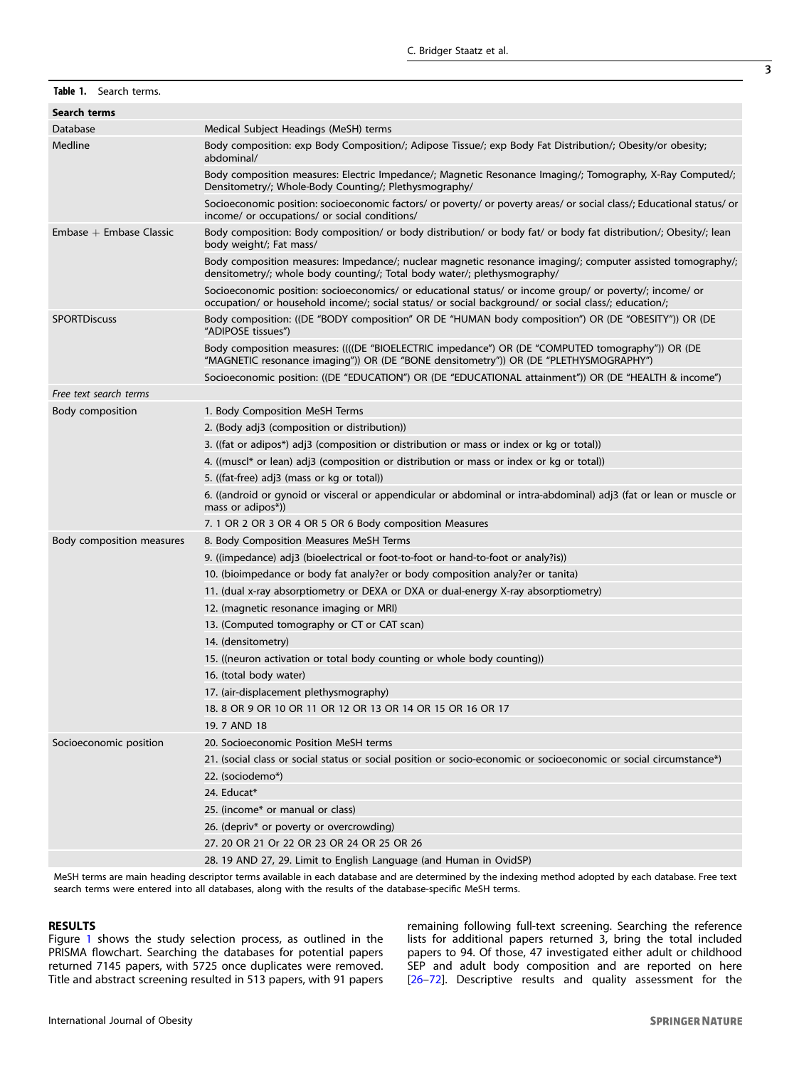**Table 1.** Search terms.

| Search terms | |
|---|---|
| Database | Medical Subject Headings (MeSH) terms |
| Medline | Body composition: exp Body Composition/; Adipose Tissue/; exp Body Fat Distribution/; Obesity/or obesity; abdominal/ |
| | Body composition measures: Electric Impedance/; Magnetic Resonance Imaging/; Tomography, X-Ray Computed/; Densitometry/; Whole-Body Counting/; Plethysmography/ |
| | Socioeconomic position: socioeconomic factors/ or poverty/ or poverty areas/ or social class/; Educational status/ or income/ or occupations/ or social conditions/ |
| Embase + Embase Classic | Body composition: Body composition/ or body distribution/ or body fat/ or body fat distribution/; Obesity/; lean body weight/; Fat mass/ |
| | Body composition measures: Impedance/; nuclear magnetic resonance imaging/; computer assisted tomography/; densitometry/; whole body counting/; Total body water/; plethysmography/ |
| | Socioeconomic position: socioeconomics/ or educational status/ or income group/ or poverty/; income/ or occupation/ or household income/; social status/ or social background/ or social class/; education/; |
| SPORTDiscuss | Body composition: ((DE "BODY composition" OR DE "HUMAN body composition") OR (DE "OBESITY")) OR (DE "ADIPOSE tissues") |
| | Body composition measures: ((((DE "BIOELECTRIC impedance") OR (DE "COMPUTED tomography")) OR (DE "MAGNETIC resonance imaging")) OR (DE "BONE densitometry")) OR (DE "PLETHYSMOGRAPHY") |
| | Socioeconomic position: ((DE "EDUCATION") OR (DE "EDUCATIONAL attainment")) OR (DE "HEALTH & income") |
| *Free text search terms* | |
| Body composition | 1. Body Composition MeSH Terms |
| | 2. (Body adj3 (composition or distribution)) |
| | 3. ((fat or adipos*) adj3 (composition or distribution or mass or index or kg or total)) |
| | 4. ((muscl* or lean) adj3 (composition or distribution or mass or index or kg or total)) |
| | 5. ((fat-free) adj3 (mass or kg or total)) |
| | 6. ((android or gynoid or visceral or appendicular or abdominal or intra-abdominal) adj3 (fat or lean or muscle or mass or adipos*)) |
| | 7. 1 OR 2 OR 3 OR 4 OR 5 OR 6 Body composition Measures |
| Body composition measures | 8. Body Composition Measures MeSH Terms |
| | 9. ((impedance) adj3 (bioelectrical or foot-to-foot or hand-to-foot or analy?is)) |
| | 10. (bioimpedance or body fat analy?er or body composition analy?er or tanita) |
| | 11. (dual x-ray absorptiometry or DEXA or DXA or dual-energy X-ray absorptiometry) |
| | 12. (magnetic resonance imaging or MRI) |
| | 13. (Computed tomography or CT or CAT scan) |
| | 14. (densitometry) |
| | 15. ((neuron activation or total body counting or whole body counting)) |
| | 16. (total body water) |
| | 17. (air-displacement plethysmography) |
| | 18. 8 OR 9 OR 10 OR 11 OR 12 OR 13 OR 14 OR 15 OR 16 OR 17 |
| | 19. 7 AND 18 |
| Socioeconomic position | 20. Socioeconomic Position MeSH terms |
| | 21. (social class or social status or social position or socio-economic or socioeconomic or social circumstance*) |
| | 22. (sociodemo*) |
| | 24. Educat* |
| | 25. (income* or manual or class) |
| | 26. (depriv* or poverty or overcrowding) |
| | 27. 20 OR 21 Or 22 OR 23 OR 24 OR 25 OR 26 |
| | 28. 19 AND 27, 29. Limit to English Language (and Human in OvidSP) |

MeSH terms are main heading descriptor terms available in each database and are determined by the indexing method adopted by each database. Free text search terms were entered into all databases, along with the results of the database-specific MeSH terms.

## RESULTS

Figure 1 shows the study selection process, as outlined in the PRISMA flowchart. Searching the databases for potential papers returned 7145 papers, with 5725 once duplicates were removed. Title and abstract screening resulted in 513 papers, with 91 papers remaining following full-text screening. Searching the reference lists for additional papers returned 3, bring the total included papers to 94. Of those, 47 investigated either adult or childhood SEP and adult body composition and are reported on here [26–72]. Descriptive results and quality assessment for the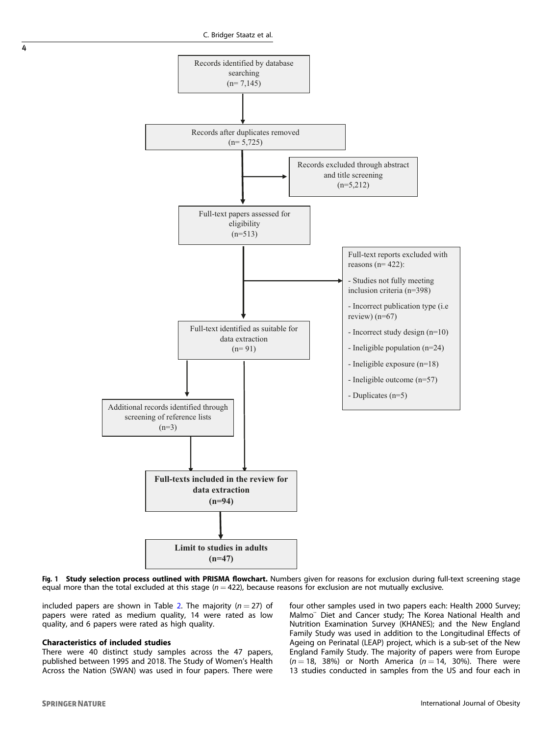Records identified by database searching (n= 7,145)

Records after duplicates removed (n= 5,725)

Records excluded through abstract and title screening (n=5,212)

Full-text papers assessed for eligibility (n=513)

Full-text reports excluded with reasons (n= 422):

- Studies not fully meeting inclusion criteria (n=398)
- Incorrect publication type (i.e review) (n=67)
- Incorrect study design (n=10)
- Ineligible population (n=24)
- Ineligible exposure (n=18)
- Ineligible outcome (n=57)
- Duplicates (n=5)

Full-text identified as suitable for data extraction (n= 91)

Additional records identified through screening of reference lists (n=3)

**Full-texts included in the review for data extraction (n=94)**

**Limit to studies in adults (n=47)**

**Fig. 1 Study selection process outlined with PRISMA flowchart.** Numbers given for reasons for exclusion during full-text screening stage equal more than the total excluded at this stage ($n = 422$), because reasons for exclusion are not mutually exclusive.

included papers are shown in Table 2. The majority ($n = 27$) of papers were rated as medium quality, 14 were rated as low quality, and 6 papers were rated as high quality.

### Characteristics of included studies

There were 40 distinct study samples across the 47 papers, published between 1995 and 2018. The Study of Women's Health Across the Nation (SWAN) was used in four papers. There were four other samples used in two papers each: Health 2000 Survey; Malmö Diet and Cancer study; The Korea National Health and Nutrition Examination Survey (KHANES); and the New England Family Study was used in addition to the Longitudinal Effects of Ageing on Perinatal (LEAP) project, which is a sub-set of the New England Family Study. The majority of papers were from Europe ($n = 18$, 38%) or North America ($n = 14$, 30%). There were 13 studies conducted in samples from the US and four each in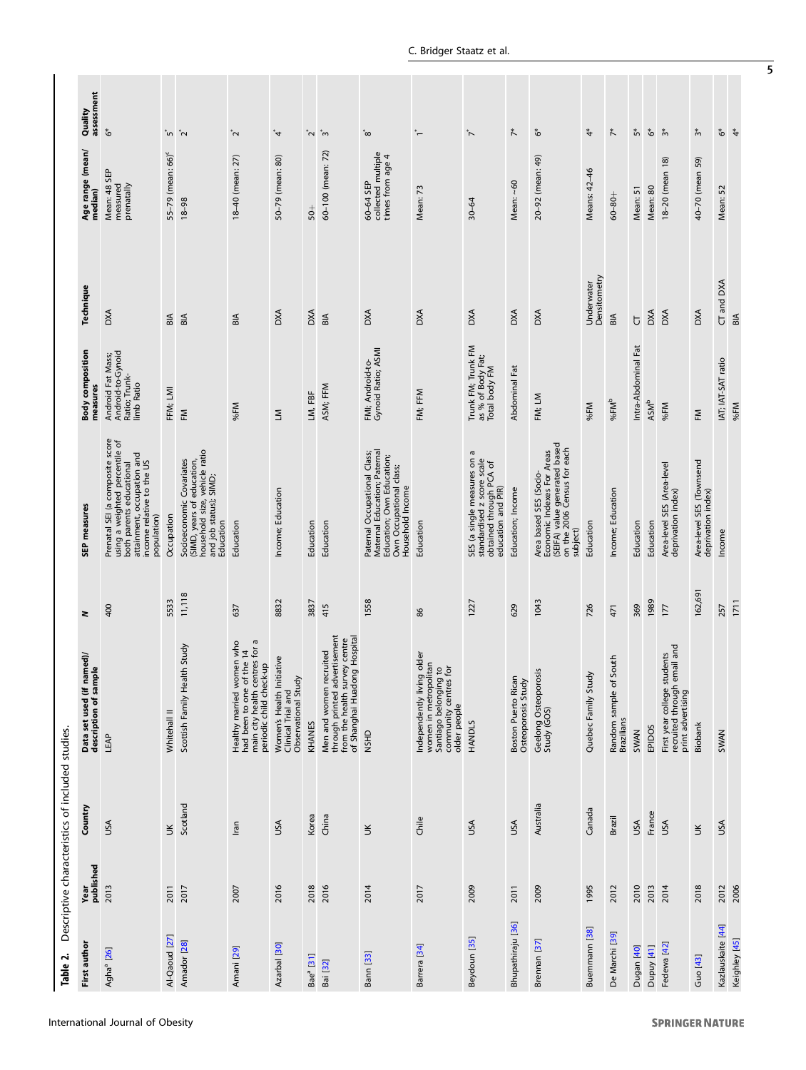**Table 2.** Descriptive characteristics of included studies.

| First author | Year published | Country | Data set used (if named)/ description of sample | N | SEP measures | Body composition measures | Technique | Age range (mean/ median) | Quality assessment |
|---|---|---|---|---|---|---|---|---|---|
| Agha[a] [26] | 2013 | USA | LEAP | 400 | Prenatal SEI (a composite score using a weighted percentile of both parents educational attainment, occupation and income relative to the US population) | Android Fat Mass; Android-to-Gynoid Ratio; Trunk-limb Ratio | DXA | Mean: 48 SEP measured prenatally | 6* |
| Al-Qaoud [27] | 2011 | UK | Whitehall II | 5533 | Occupation | FFM; LMI | BIA | 55–79 (mean: 66)[c] | 5* |
| Amador [28] | 2017 | Scotland | Scottish Family Health Study | 11,118 | Socioeconomic Covariates (SIMD, years of education, household size, vehicle ratio and job status); SIMD; Education | FM | BIA | 18–98 | 2* |
| Amani [29] | 2007 | Iran | Healthy married women who had been to one of the 14 main city health centres for a periodic child check-up | 637 | Education | BIA | | 18–40 (mean: 27) | 2* |
| Azarbal [30] | 2016 | USA | Women's Health Initiative Clinical Trial and Observational Study | 8832 | Income; Education | LM | DXA | 50–79 (mean: 80) | 4* |
| Bae[a] [31] | 2018 | Korea | KHANES | 3837 | Education | LM, FBF | DXA | 50+ | 2* |
| Bai [32] | 2016 | China | Men and women recruited through printed advertisement from the health survey centre of Shanghai Huadong Hospital | 415 | Education | ASM; FFM | BIA | 60–100 (mean: 72) | 3* |
| Bann [33] | 2014 | UK | NSHD | 1558 | Paternal Occupational Class; Maternal Education; Paternal Education; Own Education; Own Occupational class; Household Income | FMI; Android-to-Gynoid Ratio; ASMI | DXA | 60–64 SEP collected multiple times from age 4 | 8* |
| Barrera [34] | 2017 | Chile | Independently living older women in metropolitan Santiago belonging to community centres for older people | 86 | Education | FM; FFM | DXA | Mean: 73 | 1* |
| Beydoun [35] | 2009 | USA | HANDLS | 1227 | SES (a single measures on a standardised z score scale obtained through PCA of education and PIR) | Trunk FM; Trunk FM as % of Body Fat; Total body FM | DXA | 30–64 | 7* |
| Bhupathiraju [36] | 2011 | USA | Boston Puerto Rican Osteoporosis Study | 629 | Education; Income | Abdominal Fat | DXA | Mean: ~60 | 7* |
| Brennan [37] | 2009 | Australia | Geelong Osteoporosis Study (GOS) | 1043 | Area based SES (Socio-Economic Indexes For Areas (SEIFA) value generated based on the 2006 Census for each subject) | FM; LM | DXA | 20–92 (mean: 49) | 6* |
| Buemmann [38] | 1995 | Canada | Quebec Family Study | 726 | Education | %FM | Underwater Densitometry | Means: 42–46 | 4* |
| De Marchi [39] | 2012 | Brazil | Random sample of South Brazilians | 471 | Income; Education | %FM[b] | BIA | 60–80+ | 7* |
| Dugan [40] | 2010 | USA | SWAN | 369 | Education | Intra-Abdominal Fat | CT | Mean: 51 | 5* |
| Dupuy [41] | 2013 | France | EPIDOS | 1989 | Education | ASM[b] | DXA | Mean: 80 | 6* |
| Fedewa [42] | 2014 | USA | First year college students recruited through email and print advertising | 177 | Area-level SES (Area-level deprivation index) | %FM | DXA | 18–20 (mean 18) | 3* |
| Guo [43] | 2018 | UK | Biobank | 162,691 | Area-level SES (Townsend deprivation index) | FM | DXA | 40–70 (mean 59) | 3* |
| Kazlauskaite [44] | 2012 | USA | SWAN | 257 | Income | IAT; IAT-SAT ratio | CT and DXA | Mean: 52 | 6* |
| Keighley [45] | 2006 | | | 1711 | | %FM | BIA | | 4* |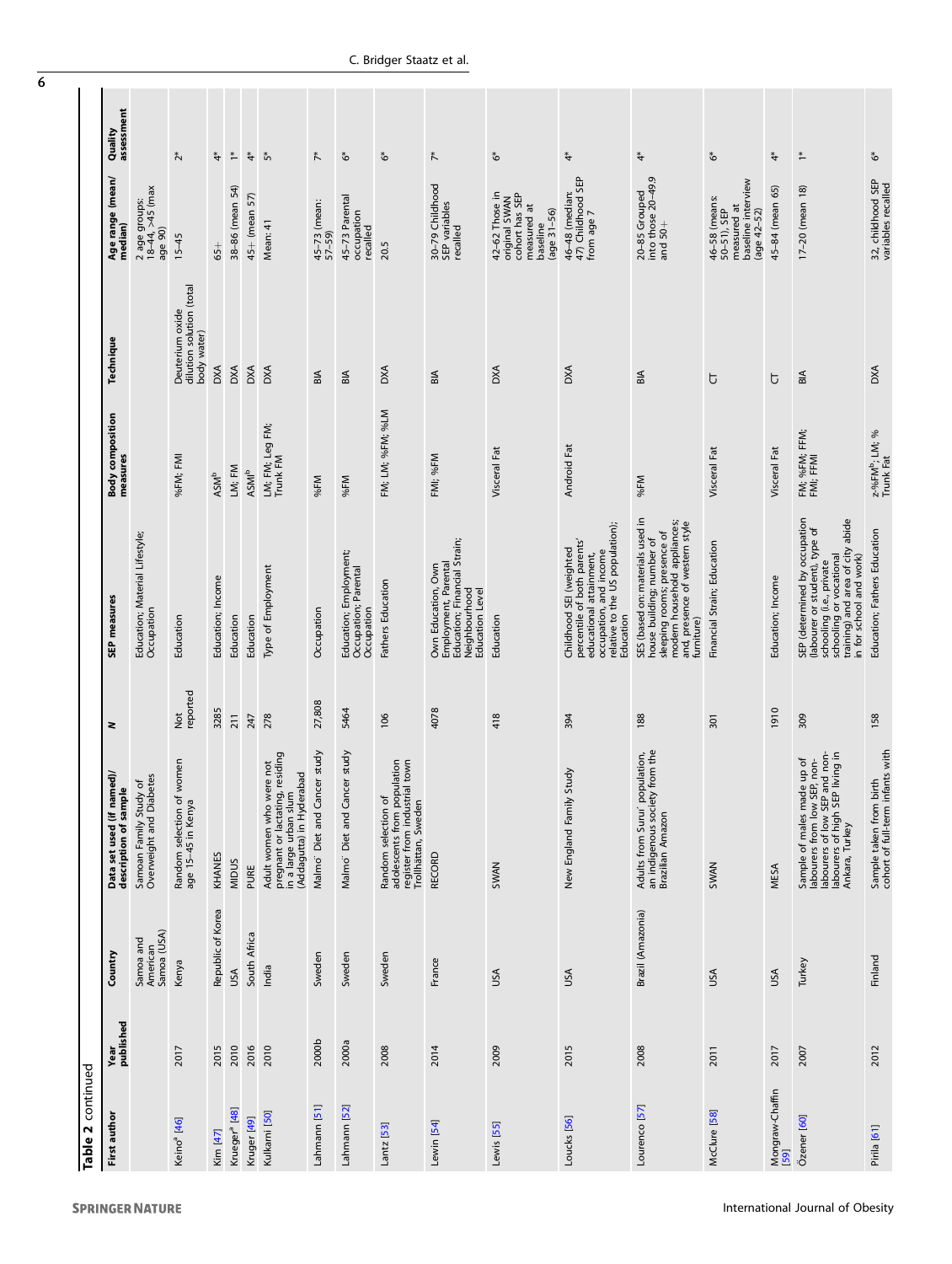**Table 2** continued

| First author | Year published | Country | Data set used (if named)/ description of sample | N | SEP measures | Body composition measures | Technique | Age range (mean/ median) | Quality assessment |
|---|---|---|---|---|---|---|---|---|---|
| | | Samoa and American Samoa (USA) | Samoan Family Study of Overweight and Diabetes | | Education; Material Lifestyle; Occupation | | | 2 age groups: 18–44, >45 (max age 90) | |
| Keino[a] [46] | 2017 | Kenya | Random selection of women age 15–45 in Kenya | Not reported | Education | %FM; FMI | Deuterium oxide dilution solution (total body water) | 15–45 | 2* |
| Kim [47] | 2015 | Republic of Korea | KHANES | 3285 | Education; Income | ASM[b] | DXA | 65+ | 4* |
| Krueger[a] [48] | 2010 | USA | MIDUS | 211 | Education | LM; FM | DXA | 38–86 (mean 54) | 1* |
| Kruger [49] | 2016 | South Africa | PURE | 247 | Education | ASMI[b] | DXA | 45+ (mean 57) | 4* |
| Kulkarni [50] | 2010 | India | Adult women who were not pregnant or lactating, residing in a large urban slum (Addagutta) in Hyderabad | 278 | Type of Employment | LM; FM; Leg FM; Trunk FM | DXA | Mean: 41 | 5* |
| Lahmann [51] | 2000b | Sweden | Malmö Diet and Cancer study | 27,808 | Occupation | %FM | BIA | 45–73 (mean: 57–59) | 7* |
| Lahmann [52] | 2000a | Sweden | Malmö Diet and Cancer study | 5464 | Education; Employment; Parental Occupation; Parental Occupation | %FM | BIA | 45–73 Parental occupation recalled | 6* |
| Lantz [53] | 2008 | Sweden | Random selection of adolescents from population register from industrial town Trollhättan, Sweden | 106 | Fathers Education | FM; LM; %FM; %LM | DXA | 20.5 | 6* |
| Lewin [54] | 2014 | France | RECORD | 4078 | Own Education, Own Employment, Parental Education; Financial Strain; Neighbourhood Education Level | FMI; %FM | BIA | 30–79 Childhood SEP variables recalled | 7* |
| Lewis [55] | 2009 | USA | SWAN | 418 | Education | Visceral Fat | DXA | 42–62 Those in original SWAN cohort has SEP measured at baseline (age 31–56) | 6* |
| Loucks [56] | 2015 | USA | New England Family Study | 394 | Childhood SEI (weighted percentile of both parents' educational attainment, occupation, and income relative to the US population); Education | Android Fat | DXA | 46–48 (median: 47) Childhood SEP from age 7 | 4* |
| Lourenco [57] | 2008 | Brazil (Amazonia) | Adults from Suruí population, an indigenous society from the Brazilian Amazon | 188 | SES (based on: materials used in house building; number of sleeping rooms; presence of modern household appliances; and, presence of western style furniture) | %FM | BIA | 20–85 Grouped into those 20–49.9 and 50+ | 4* |
| McClure [58] | 2011 | USA | SWAN | 301 | Financial Strain; Education | Visceral Fat | CT | 46–58 (means 50–51), SEP measured at baseline interview (age 42–52) | 6* |
| Mongraw-Chaffin [59] | 2017 | USA | MESA | 1910 | Education; Income | Visceral Fat | CT | 45–84 (mean 65) | 4* |
| Özener [60] | 2007 | Turkey | Sample of males made up of labourers from low SEP, non-labourers of low SEP and non-labourers of high SEP living in Ankara, Turkey | 309 | SEP (determined by occupation (labourer or student), type of schooling (i.e., private schooling or vocational training) and area of city abide in for school and work) | FM; %FM; FFM; FMI; FFMI | BIA | 17–20 (mean 18) | 1* |
| Pirila [61] | 2012 | Finland | Sample taken from birth cohort of full-term infants with | 158 | Education; Fathers Education | z-%FM[b]; LM; % Trunk Fat | DXA | 32, childhood SEP variables recalled | 6* |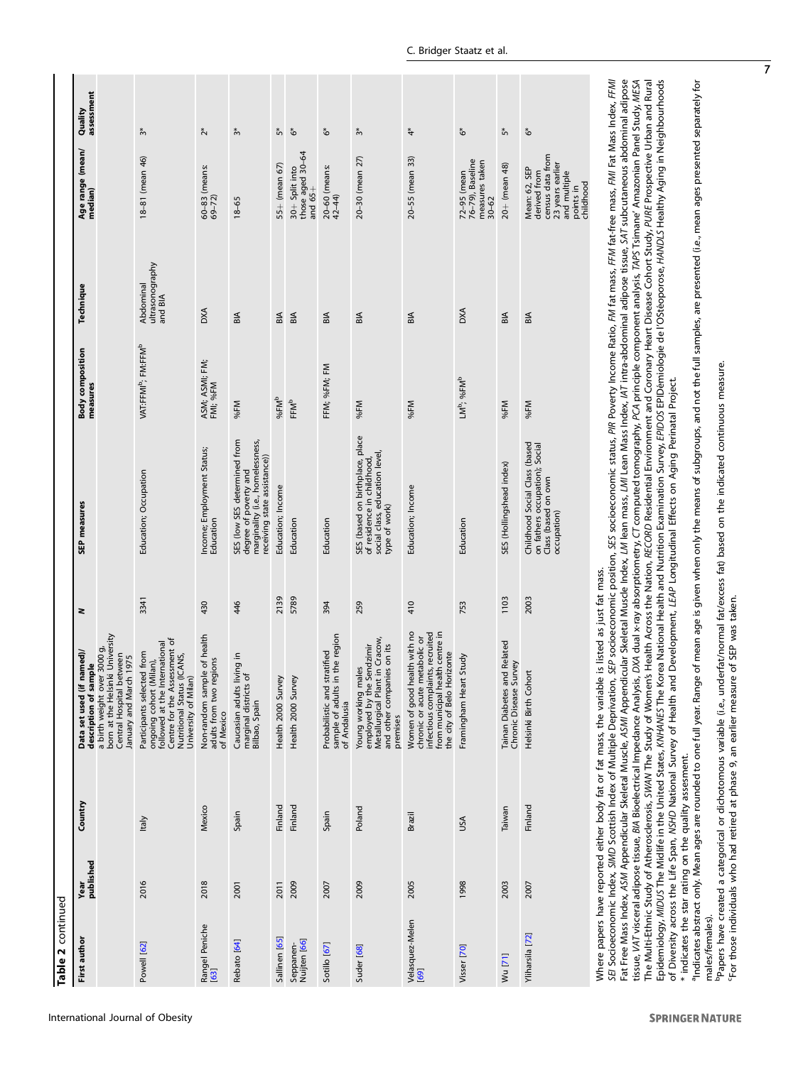**Table 2** continued

| First author | Year published | Country | Data set used (if named)/ description of sample | N | SEP measures | Body composition measures | Technique | Age range (mean/ median) | Quality assessment |
|---|---|---|---|---|---|---|---|---|---|
| | | | a birth weight over 3000 g, born at the Helsinki University Central Hospital between January and March 1975 | | | | | | |
| Powell [62] | 2016 | Italy | Participants selected from ongoing cohort (Milan), followed at the International Centre for the Assessment of Nutritional Status (ICANS, University of Milan) | 3341 | Education; Occupation | VAT:FFMI[b]; FM:FFM[b] | Abdominal ultrasonography and BIA | 18–81 (mean 46) | 3* |
| Rangel Peniche [63] | 2018 | Mexico | Non-random sample of health adults from two regions of Mexico | 430 | Income; Employment Status; Education | ASM; ASMI; FM; FMI; %FM | DXA | 60–83 (means: 69–72) | 2* |
| Rebato [64] | 2001 | Spain | Caucasian adults living in marginal districts of Bilbao, Spain | 446 | SES (low SES determined from degree of poverty and marginality (i.e., homelessness, receiving state assistance)) | %FM | BIA | 18–65 | 3* |
| Sallinen [65] | 2011 | Finland | Health 2000 Survey | 2139 | Education; Income | %FM[b] | BIA | 55+ (mean 67) | 5* |
| Seppanen-Nuijten [66] | 2009 | Finland | Health 2000 Survey | 5789 | Education | FFM[b] | BIA | 30+ Split into those aged 30–64 and 65+ | 6* |
| Sotillo [67] | 2007 | Spain | Probabilistic and stratified sample of adults in the region of Andalusia | 394 | Education | FFM; %FM; FM | BIA | 20–60 (means: 42–44) | 6* |
| Suder [68] | 2009 | Poland | Young working males employed by the Sendzimir Metallurgical Plant in Cracow, and other companies on its premises | 259 | SES (based on birthplace, place of residence in childhood, social class, education level, type of work) | %FM | BIA | 20–30 (mean 27) | 3* |
| Velasquez-Melen [69] | 2005 | Brazil | Women of good health with no chronic or acute metabolic or infectious complaints, recruited from municipal health centre in the city of Belo Horizonte | 410 | Education; Income | %FM | BIA | 20–55 (mean 33) | 4* |
| Visser [70] | 1998 | USA | Framingham Heart Study | 753 | Education | LM[b]; %FM[b] | DXA | 72–95 (mean 76–79), Baseline measures taken 30–62 | 6* |
| Wu [71] | 2003 | Taiwan | Tainan Diabetes and Related Chronic Disease Survey | 1103 | SES (Hollingshead index) | %FM | BIA | 20+ (mean 48) | 5* |
| Ylihärsila [72] | 2007 | Finland | Helsinki Birth Cohort | 2003 | Childhood Social Class (based on fathers occupation); Social Class (based on own occupation) | %FM | BIA | Mean: 62, SEP derived from census data from 23 years earlier and multiple points in childhood | 6* |

Where papers have reported either body fat or fat mass, the variable is listed as just fat mass.

*SEI* Socioeconomic Index, *SIMD* Scottish Index of Multiple Deprivation, *SEP* socioeconomic position, *SES* socioeconomic status, *PIR* Poverty Income Ratio, *FM* fat mass, *FFM* fat-free mass, *FMI* Fat Mass Index, *FFMI* Fat Free Mass Index, *ASM* Appendicular Skeletal Muscle, *ASMI* Appendicular Skeletal Muscle Index, *LM* lean mass, *LMI* Lean Mass Index, *IAT* intra-abdominal adipose tissue, *SAT* subcutaneous abdominal adipose tissue, *VAT* visceral adipose tissue, *BIA* Bioelectrical Impedance Analysis, *DXA* dual x-ray absorptiometry, *CT* computed tomography, *PCA* principle component analysis, *TAPS* Tsimane' Amazonian Panel Study, *MESA* The Multi-Ethnic Study of Atherosclerosis, *SWAN* The Study of Women's Health Across the Nation, *RECORD* Residential Environment and Coronary Heart Disease Cohort Study, *PURE* Prospective Urban and Rural Epidemiology, *MIDUS* The Midlife in the United States, *KNHANES* The Korea National Health and Nutrition Examination Survey, *EPIDOS* EPIDémiologie de l'OStéoporose, *HANDLS* Healthy Aging in Neighbourhoods of Diversity across the Life Span, *NSHD* National Survey of Health and Development, *LEAP* Longitudinal Effects on Aging Perinatal Project.

\* indicates the star rating on the quality assessment.

[a]Indicates abstract only. Mean ages are rounded to one full year. Range of mean age is given when only the means of subgroups, and not the full samples, are presented (i.e., mean ages presented separately for males/females).

[b]Papers have created a categorical or dichotomous variable (i.e., underfat/normal fat/excess fat) based on the indicated continuous measure.

[c]For those individuals who had retired at phase 9, an earlier measure of SEP was taken.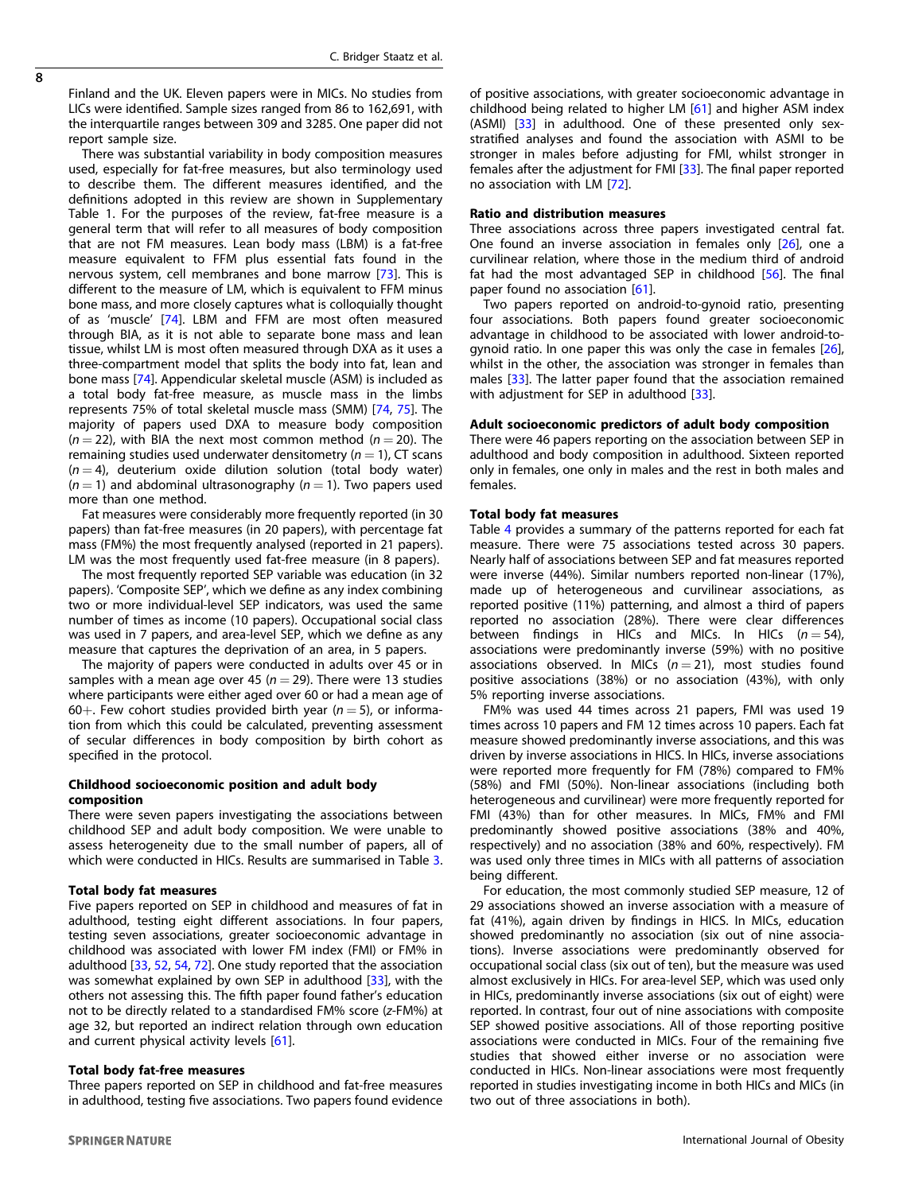Finland and the UK. Eleven papers were in MICs. No studies from LICs were identified. Sample sizes ranged from 86 to 162,691, with the interquartile ranges between 309 and 3285. One paper did not report sample size.

There was substantial variability in body composition measures used, especially for fat-free measures, but also terminology used to describe them. The different measures identified, and the definitions adopted in this review are shown in Supplementary Table 1. For the purposes of the review, fat-free measure is a general term that will refer to all measures of body composition that are not FM measures. Lean body mass (LBM) is a fat-free measure equivalent to FFM plus essential fats found in the nervous system, cell membranes and bone marrow [73]. This is different to the measure of LM, which is equivalent to FFM minus bone mass, and more closely captures what is colloquially thought of as 'muscle' [74]. LBM and FFM are most often measured through BIA, as it is not able to separate bone mass and lean tissue, whilst LM is most often measured through DXA as it uses a three-compartment model that splits the body into fat, lean and bone mass [74]. Appendicular skeletal muscle (ASM) is included as a total body fat-free measure, as muscle mass in the limbs represents 75% of total skeletal muscle mass (SMM) [74, 75]. The majority of papers used DXA to measure body composition ($n = 22$), with BIA the next most common method ($n = 20$). The remaining studies used underwater densitometry ($n = 1$), CT scans ($n = 4$), deuterium oxide dilution solution (total body water) ($n = 1$) and abdominal ultrasonography ($n = 1$). Two papers used more than one method.

Fat measures were considerably more frequently reported (in 30 papers) than fat-free measures (in 20 papers), with percentage fat mass (FM%) the most frequently analysed (reported in 21 papers). LM was the most frequently used fat-free measure (in 8 papers).

The most frequently reported SEP variable was education (in 32 papers). 'Composite SEP', which we define as any index combining two or more individual-level SEP indicators, was used the same number of times as income (10 papers). Occupational social class was used in 7 papers, and area-level SEP, which we define as any measure that captures the deprivation of an area, in 5 papers.

The majority of papers were conducted in adults over 45 or in samples with a mean age over 45 ($n = 29$). There were 13 studies where participants were either aged over 60 or had a mean age of 60+. Few cohort studies provided birth year ($n = 5$), or information from which this could be calculated, preventing assessment of secular differences in body composition by birth cohort as specified in the protocol.

### Childhood socioeconomic position and adult body composition

There were seven papers investigating the associations between childhood SEP and adult body composition. We were unable to assess heterogeneity due to the small number of papers, all of which were conducted in HICs. Results are summarised in Table 3.

#### Total body fat measures

Five papers reported on SEP in childhood and measures of fat in adulthood, testing eight different associations. In four papers, testing seven associations, greater socioeconomic advantage in childhood was associated with lower FM index (FMI) or FM% in adulthood [33, 52, 54, 72]. One study reported that the association was somewhat explained by own SEP in adulthood [33], with the others not assessing this. The fifth paper found father's education not to be directly related to a standardised FM% score (*z*-FM%) at age 32, but reported an indirect relation through own education and current physical activity levels [61].

#### Total body fat-free measures

Three papers reported on SEP in childhood and fat-free measures in adulthood, testing five associations. Two papers found evidence of positive associations, with greater socioeconomic advantage in childhood being related to higher LM [61] and higher ASM index (ASMI) [33] in adulthood. One of these presented only sex-stratified analyses and found the association with ASMI to be stronger in males before adjusting for FMI, whilst stronger in females after the adjustment for FMI [33]. The final paper reported no association with LM [72].

#### Ratio and distribution measures

Three associations across three papers investigated central fat. One found an inverse association in females only [26], one a curvilinear relation, where those in the medium third of android fat had the most advantaged SEP in childhood [56]. The final paper found no association [61].

Two papers reported on android-to-gynoid ratio, presenting four associations. Both papers found greater socioeconomic advantage in childhood to be associated with lower android-to-gynoid ratio. In one paper this was only the case in females [26], whilst in the other, the association was stronger in females than males [33]. The latter paper found that the association remained with adjustment for SEP in adulthood [33].

### Adult socioeconomic predictors of adult body composition

There were 46 papers reporting on the association between SEP in adulthood and body composition in adulthood. Sixteen reported only in females, one only in males and the rest in both males and females.

#### Total body fat measures

Table 4 provides a summary of the patterns reported for each fat measure. There were 75 associations tested across 30 papers. Nearly half of associations between SEP and fat measures reported were inverse (44%). Similar numbers reported non-linear (17%), made up of heterogeneous and curvilinear associations, as reported positive (11%) patterning, and almost a third of papers reported no association (28%). There were clear differences between findings in HICs and MICs. In HICs ($n = 54$), associations were predominantly inverse (59%) with no positive associations observed. In MICs ($n = 21$), most studies found positive associations (38%) or no association (43%), with only 5% reporting inverse associations.

FM% was used 44 times across 21 papers, FMI was used 19 times across 10 papers and FM 12 times across 10 papers. Each fat measure showed predominantly inverse associations, and this was driven by inverse associations in HICS. In HICs, inverse associations were reported more frequently for FM (78%) compared to FM% (58%) and FMI (50%). Non-linear associations (including both heterogeneous and curvilinear) were more frequently reported for FMI (43%) than for other measures. In MICs, FM% and FMI predominantly showed positive associations (38% and 40%, respectively) and no association (38% and 60%, respectively). FM was used only three times in MICs with all patterns of association being different.

For education, the most commonly studied SEP measure, 12 of 29 associations showed an inverse association with a measure of fat (41%), again driven by findings in HICS. In MICs, education showed predominantly no association (six out of nine associations). Inverse associations were predominantly observed for occupational social class (six out of ten), but the measure was used almost exclusively in HICs. For area-level SEP, which was used only in HICs, predominantly inverse associations (six out of eight) were reported. In contrast, four out of nine associations with composite SEP showed positive associations. All of those reporting positive associations were conducted in MICs. Four of the remaining five studies that showed either inverse or no association were conducted in HICs. Non-linear associations were most frequently reported in studies investigating income in both HICs and MICs (in two out of three associations in both).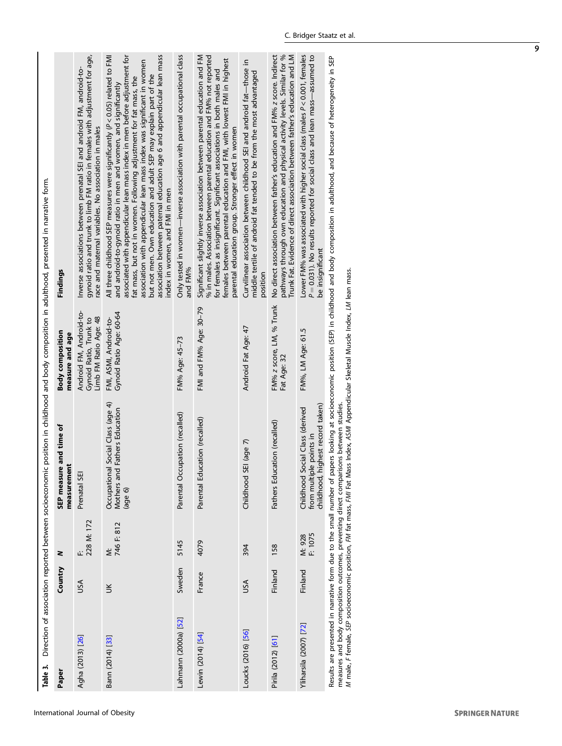**Table 3.** Direction of association reported between socioeconomic position in childhood and body composition in adulthood, presented in narrative form.

| Paper | Country | N | SEP measure and time of measurement | Body composition measure and age | Findings |
|---|---|---|---|---|---|
| Agha (2013) [26] | USA | F: 228 M: 172 | Prenatal SEI | Android FM, Android-to-Gynoid Ratio, Trunk to Limb FM Ratio Age: 48 | Inverse associations between prenatal SEI and android FM, android-to-gynoid ratio and trunk to limb FM ratio in females with adjustment for age, race and maternal variables. No association in males |
| Bann (2014) [33] | UK | M: 746 F: 812 | Occupational Social Class (age 4) Mothers and Fathers Education (age 6) | FMI, ASMI, Android-to-Gynoid Ratio Age: 60-64 | All three childhood SEP measures were significantly ($P < 0.05$) related to FMI and android-to-gynoid ratio in men and women, and significantly associated with appendicular lean mass index in men before adjustment for fat mass, but not in women. Following adjustment for fat mass, the association with appendicular lean mass index was significant in women but not men. Own education and adult SEP may explain part of the association between paternal education age 6 and appendicular lean mass index in women, and FMI in men |
| Lahmann (2000a) [52] | Sweden | 5145 | Parental Occupation (recalled) | FM% Age: 45–73 | Only tested in women—inverse association with parental occupational class and FM% |
| Lewin (2014) [54] | France | 4079 | Parental Education (recalled) | FMI and FM% Age: 30–79 | Significant slightly inverse association between parental education and FM % in males. Association between parental education and FM% not reported for females as insignificant. Significant associations in both males and females between parental education and FMI, with lowest FMI in highest parental education group. Stronger effect in women |
| Loucks (2016) [56] | USA | 394 | Childhood SEI (age 7) | Android Fat Age: 47 | Curvilinear association between childhood SEI and android fat—those in middle tertile of android fat tended to be from the most advantaged position |
| Pirila (2012) [61] | Finland | 158 | Fathers Education (recalled) | FM% z score, LM, % Trunk Fat Age: 32 | No direct association between father's education and FM% z score. Indirect pathways through own education and physical activity levels. Similar for % Trunk Fat. Evidence of direct association between father's education and LM |
| Yliharsila (2007) [72] | Finland | M: 928 F: 1075 | Childhood Social Class (derived from multiple points in childhood, highest record taken) | FM%, LM Age: 61.5 | Lower FM% was associated with higher social class (males $P < 0.001$, females $P = 0.031$). No results reported for social class and lean mass—assumed to be insignificant |

Results are presented in narrative form due to the small number of papers looking at socioeconomic position (SEP) in childhood and body composition in adulthood, and because of heterogeneity in SEP measures and body composition outcomes, preventing direct comparisons between studies.
*M* male, *F* female, *SEP* socioeconomic position, *FM* fat mass, *FMI* Fat Mass Index, *ASMI* Appendicular Skeletal Muscle Index, *LM* lean mass.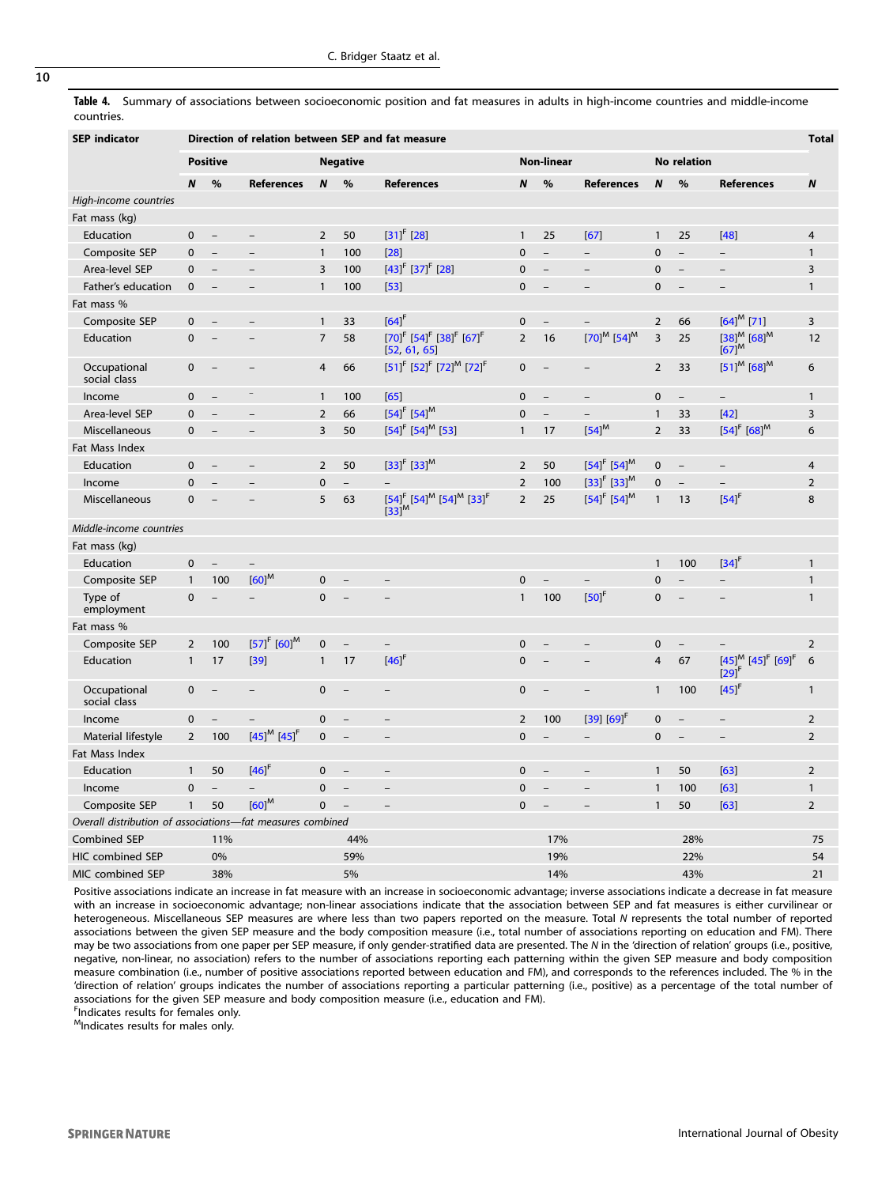**Table 4.** Summary of associations between socioeconomic position and fat measures in adults in high-income countries and middle-income countries.

| SEP indicator | Direction of relation between SEP and fat measure | | | | | | | | | | | | Total |
|---|---|---|---|---|---|---|---|---|---|---|---|---|---|
| | Positive | | | Negative | | | Non-linear | | | No relation | | | |
| | N | % | References | N | % | References | N | % | References | N | % | References | N |
| *High-income countries* | | | | | | | | | | | | | |
| Fat mass (kg) | | | | | | | | | | | | | |
| Education | 0 | – | – | 2 | 50 | [31][F] [28] | 1 | 25 | [67] | 1 | 25 | [48] | 4 |
| Composite SEP | 0 | – | – | 1 | 100 | [28] | 0 | – | – | 0 | – | – | 1 |
| Area-level SEP | 0 | – | – | 3 | 100 | [43][F] [37][F] [28] | 0 | – | – | 0 | – | – | 3 |
| Father's education | 0 | – | – | 1 | 100 | [53] | 0 | – | – | 0 | – | – | 1 |
| Fat mass % | | | | | | | | | | | | | |
| Composite SEP | 0 | – | – | 1 | 33 | [64][F] | 0 | – | – | 2 | 66 | [64][M] [71] | 3 |
| Education | 0 | – | – | 7 | 58 | [70][F] [54][F] [38][F] [67][F] [52, 61, 65] | 2 | 16 | [70][M] [54][M] | 3 | 25 | [38][M] [68][M] [67][M] | 12 |
| Occupational social class | 0 | – | – | 4 | 66 | [51][F] [52][F] [72][M] [72][F] | 0 | – | – | 2 | 33 | [51][M] [68][M] | 6 |
| Income | 0 | – | – | 1 | 100 | [65] | 0 | – | – | 0 | – | – | 1 |
| Area-level SEP | 0 | – | – | 2 | 66 | [54][F] [54][M] | 0 | – | – | 1 | 33 | [42] | 3 |
| Miscellaneous | 0 | – | – | 3 | 50 | [54][F] [54][M] [53] | 1 | 17 | [54][M] | 2 | 33 | [54][F] [68][M] | 6 |
| Fat Mass Index | | | | | | | | | | | | | |
| Education | 0 | – | – | 2 | 50 | [33][F] [33][M] | 2 | 50 | [54][F] [54][M] | 0 | – | – | 4 |
| Income | 0 | – | – | 0 | – | – | 2 | 100 | [33][F] [33][M] | 0 | – | – | 2 |
| Miscellaneous | 0 | – | – | 5 | 63 | [54][F] [54][M] [54][M] [33][F] [33][M] | 2 | 25 | [54][F] [54][M] | 1 | 13 | [54][F] | 8 |
| *Middle-income countries* | | | | | | | | | | | | | |
| Fat mass (kg) | | | | | | | | | | | | | |
| Education | 0 | – | – | | | | | | | 1 | 100 | [34][F] | 1 |
| Composite SEP | 1 | 100 | [60][M] | 0 | – | – | 0 | – | – | 0 | – | – | 1 |
| Type of employment | 0 | – | – | 0 | – | – | 1 | 100 | [50][F] | 0 | – | – | 1 |
| Fat mass % | | | | | | | | | | | | | |
| Composite SEP | 2 | 100 | [57][F] [60][M] | 0 | – | – | 0 | – | – | 0 | – | – | 2 |
| Education | 1 | 17 | [39] | 1 | 17 | [46][F] | 0 | – | – | 4 | 67 | [45][M] [45][F] [69][F] [29][F] | 6 |
| Occupational social class | 0 | – | – | 0 | – | – | 0 | – | – | 1 | 100 | [45][F] | 1 |
| Income | 0 | – | – | 0 | – | – | 2 | 100 | [39] [69][F] | 0 | – | – | 2 |
| Material lifestyle | 2 | 100 | [45][M] [45][F] | 0 | – | – | 0 | – | – | 0 | – | – | 2 |
| Fat Mass Index | | | | | | | | | | | | | |
| Education | 1 | 50 | [46][F] | 0 | – | – | 0 | – | – | 1 | 50 | [63] | 2 |
| Income | 0 | – | – | 0 | – | – | 0 | – | – | 1 | 100 | [63] | 1 |
| Composite SEP | 1 | 50 | [60][M] | 0 | – | – | 0 | – | – | 1 | 50 | [63] | 2 |
| *Overall distribution of associations—fat measures combined* | | | | | | | | | | | | | |
| Combined SEP | | 11% | | | 44% | | | 17% | | | 28% | | 75 |
| HIC combined SEP | | 0% | | | 59% | | | 19% | | | 22% | | 54 |
| MIC combined SEP | | 38% | | | 5% | | | 14% | | | 43% | | 21 |

Positive associations indicate an increase in fat measure with an increase in socioeconomic advantage; inverse associations indicate a decrease in fat measure with an increase in socioeconomic advantage; non-linear associations indicate that the association between SEP and fat measures is either curvilinear or heterogeneous. Miscellaneous SEP measures are where less than two papers reported on the measure. Total N represents the total number of reported associations between the given SEP measure and the body composition measure (i.e., total number of associations reporting on education and FM). There may be two associations from one paper per SEP measure, if only gender-stratified data are presented. The N in the 'direction of relation' groups (i.e., positive, negative, non-linear, no association) refers to the number of associations reporting each patterning within the given SEP measure and body composition measure combination (i.e., number of positive associations reported between education and FM), and corresponds to the references included. The % in the 'direction of relation' groups indicates the number of associations reporting a particular patterning (i.e., positive) as a percentage of the total number of associations for the given SEP measure and body composition measure (i.e., education and FM).

[F]Indicates results for females only.

[M]Indicates results for males only.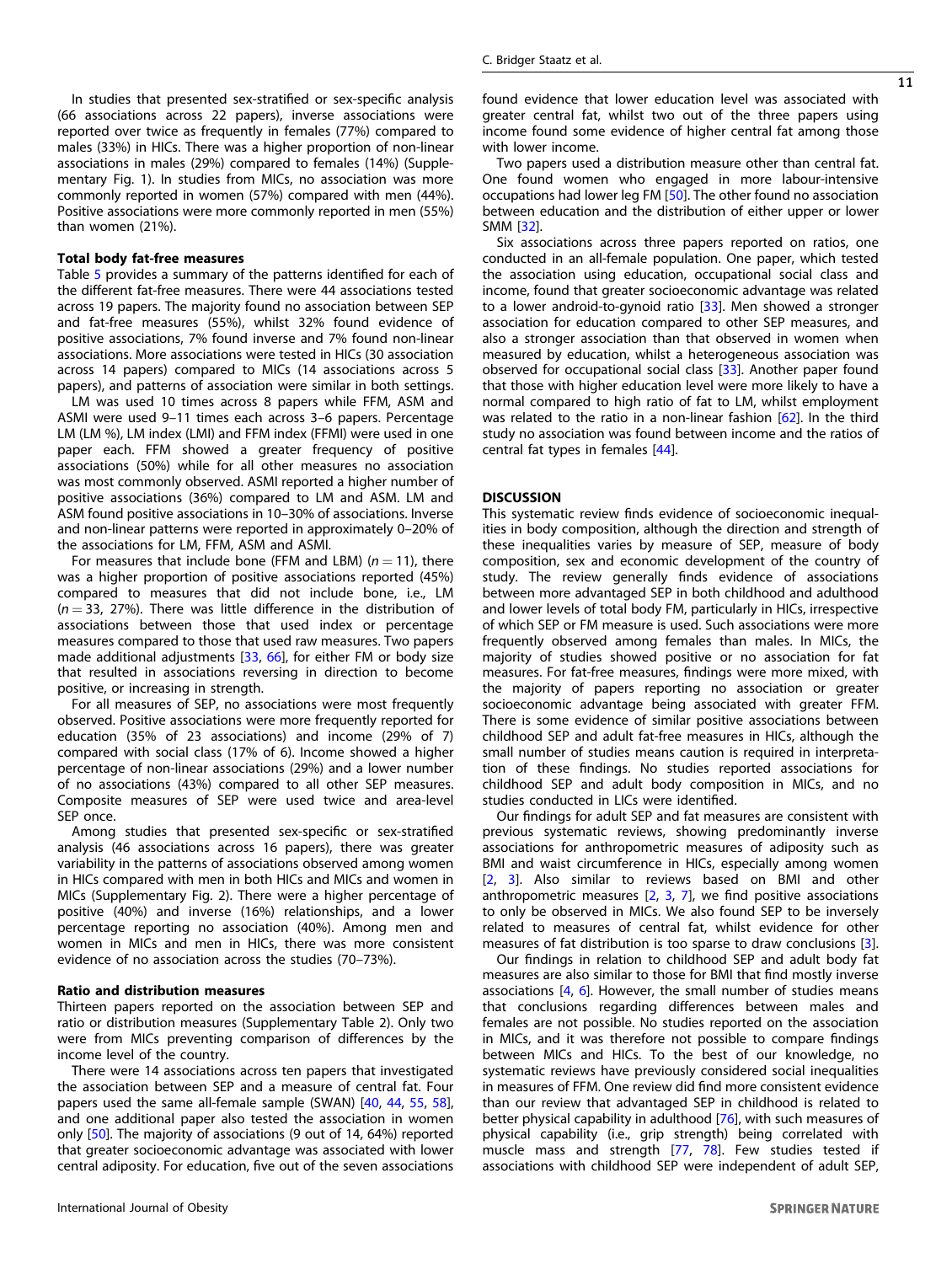In studies that presented sex-stratified or sex-specific analysis (66 associations across 22 papers), inverse associations were reported over twice as frequently in females (77%) compared to males (33%) in HICs. There was a higher proportion of non-linear associations in males (29%) compared to females (14%) (Supplementary Fig. 1). In studies from MICs, no association was more commonly reported in women (57%) compared with men (44%). Positive associations were more commonly reported in men (55%) than women (21%).

### Total body fat-free measures

Table 5 provides a summary of the patterns identified for each of the different fat-free measures. There were 44 associations tested across 19 papers. The majority found no association between SEP and fat-free measures (55%), whilst 32% found evidence of positive associations, 7% found inverse and 7% found non-linear associations. More associations were tested in HICs (30 association across 14 papers) compared to MICs (14 associations across 5 papers), and patterns of association were similar in both settings.

LM was used 10 times across 8 papers while FFM, ASM and ASMI were used 9–11 times each across 3–6 papers. Percentage LM (LM %), LM index (LMI) and FFM index (FFMI) were used in one paper each. FFM showed a greater frequency of positive associations (50%) while for all other measures no association was most commonly observed. ASMI reported a higher number of positive associations (36%) compared to LM and ASM. LM and ASM found positive associations in 10–30% of associations. Inverse and non-linear patterns were reported in approximately 0–20% of the associations for LM, FFM, ASM and ASMI.

For measures that include bone (FFM and LBM) ($n = 11$), there was a higher proportion of positive associations reported (45%) compared to measures that did not include bone, i.e., LM ($n = 33$, 27%). There was little difference in the distribution of associations between those that used index or percentage measures compared to those that used raw measures. Two papers made additional adjustments [33, 66], for either FM or body size that resulted in associations reversing in direction to become positive, or increasing in strength.

For all measures of SEP, no associations were most frequently observed. Positive associations were more frequently reported for education (35% of 23 associations) and income (29% of 7) compared with social class (17% of 6). Income showed a higher percentage of non-linear associations (29%) and a lower number of no associations (43%) compared to all other SEP measures. Composite measures of SEP were used twice and area-level SEP once.

Among studies that presented sex-specific or sex-stratified analysis (46 associations across 16 papers), there was greater variability in the patterns of associations observed among women in HICs compared with men in both HICs and MICs and women in MICs (Supplementary Fig. 2). There were a higher percentage of positive (40%) and inverse (16%) relationships, and a lower percentage reporting no association (40%). Among men and women in MICs and men in HICs, there was more consistent evidence of no association across the studies (70–73%).

### Ratio and distribution measures

Thirteen papers reported on the association between SEP and ratio or distribution measures (Supplementary Table 2). Only two were from MICs preventing comparison of differences by the income level of the country.

There were 14 associations across ten papers that investigated the association between SEP and a measure of central fat. Four papers used the same all-female sample (SWAN) [40, 44, 55, 58], and one additional paper also tested the association in women only [50]. The majority of associations (9 out of 14, 64%) reported that greater socioeconomic advantage was associated with lower central adiposity. For education, five out of the seven associations found evidence that lower education level was associated with greater central fat, whilst two out of the three papers using income found some evidence of higher central fat among those with lower income.

Two papers used a distribution measure other than central fat. One found women who engaged in more labour-intensive occupations had lower leg FM [50]. The other found no association between education and the distribution of either upper or lower SMM [32].

Six associations across three papers reported on ratios, one conducted in an all-female population. One paper, which tested the association using education, occupational social class and income, found that greater socioeconomic advantage was related to a lower android-to-gynoid ratio [33]. Men showed a stronger association for education compared to other SEP measures, and also a stronger association than that observed in women when measured by education, whilst a heterogeneous association was observed for occupational social class [33]. Another paper found that those with higher education level were more likely to have a normal compared to high ratio of fat to LM, whilst employment was related to the ratio in a non-linear fashion [62]. In the third study no association was found between income and the ratios of central fat types in females [44].

## DISCUSSION

This systematic review finds evidence of socioeconomic inequalities in body composition, although the direction and strength of these inequalities varies by measure of SEP, measure of body composition, sex and economic development of the country of study. The review generally finds evidence of associations between more advantaged SEP in both childhood and adulthood and lower levels of total body FM, particularly in HICs, irrespective of which SEP or FM measure is used. Such associations were more frequently observed among females than males. In MICs, the majority of studies showed positive or no association for fat measures. For fat-free measures, findings were more mixed, with the majority of papers reporting no association or greater socioeconomic advantage being associated with greater FFM. There is some evidence of similar positive associations between childhood SEP and adult fat-free measures in HICs, although the small number of studies means caution is required in interpretation of these findings. No studies reported associations for childhood SEP and adult body composition in MICs, and no studies conducted in LICs were identified.

Our findings for adult SEP and fat measures are consistent with previous systematic reviews, showing predominantly inverse associations for anthropometric measures of adiposity such as BMI and waist circumference in HICs, especially among women [2, 3]. Also similar to reviews based on BMI and other anthropometric measures [2, 3, 7], we find positive associations to only be observed in MICs. We also found SEP to be inversely related to measures of central fat, whilst evidence for other measures of fat distribution is too sparse to draw conclusions [3].

Our findings in relation to childhood SEP and adult body fat measures are also similar to those for BMI that find mostly inverse associations [4, 6]. However, the small number of studies means that conclusions regarding differences between males and females are not possible. No studies reported on the association in MICs, and it was therefore not possible to compare findings between MICs and HICs. To the best of our knowledge, no systematic reviews have previously considered social inequalities in measures of FFM. One review did find more consistent evidence than our review that advantaged SEP in childhood is related to better physical capability in adulthood [76], with such measures of physical capability (i.e., grip strength) being correlated with muscle mass and strength [77, 78]. Few studies tested if associations with childhood SEP were independent of adult SEP,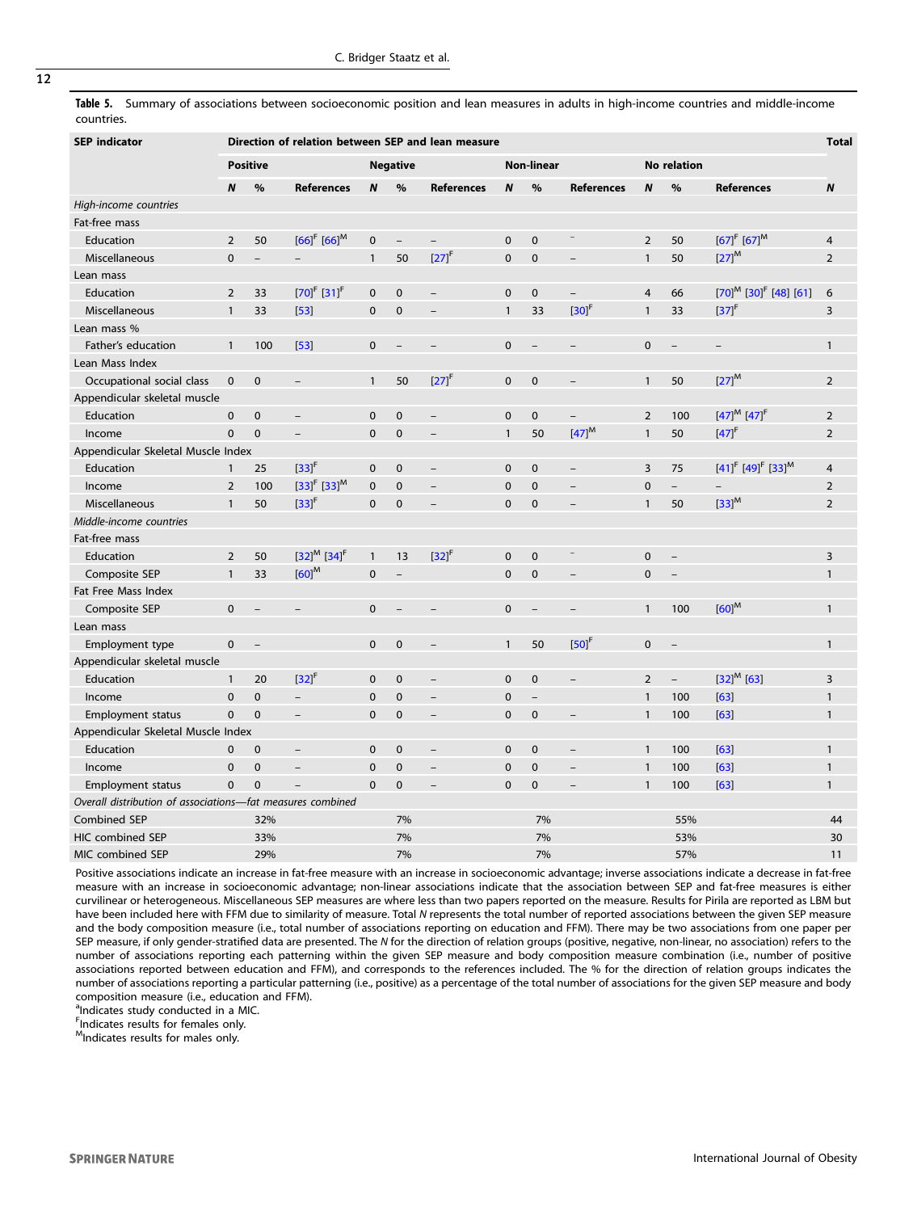**Table 5.** Summary of associations between socioeconomic position and lean measures in adults in high-income countries and middle-income countries.

| SEP indicator | Direction of relation between SEP and lean measure | | | | | | | | | | | | Total |
|---|---|---|---|---|---|---|---|---|---|---|---|---|---|
| | Positive | | | Negative | | | Non-linear | | | No relation | | | |
| | N | % | References | N | % | References | N | % | References | N | % | References | N |
| *High-income countries* | | | | | | | | | | | | | |
| Fat-free mass | | | | | | | | | | | | | |
| Education | 2 | 50 | [66][F] [66][M] | 0 | – | – | 0 | 0 | – | 2 | 50 | [67][F] [67][M] | 4 |
| Miscellaneous | 0 | – | – | 1 | 50 | [27][F] | 0 | 0 | – | 1 | 50 | [27][M] | 2 |
| Lean mass | | | | | | | | | | | | | |
| Education | 2 | 33 | [70][F] [31][F] | 0 | 0 | – | 0 | 0 | – | 4 | 66 | [70][M] [30][F] [48] [61] | 6 |
| Miscellaneous | 1 | 33 | [53] | 0 | 0 | – | 1 | 33 | [30][F] | 1 | 33 | [37][F] | 3 |
| Lean mass % | | | | | | | | | | | | | |
| Father's education | 1 | 100 | [53] | 0 | – | – | 0 | – | – | 0 | – | – | 1 |
| Lean Mass Index | | | | | | | | | | | | | |
| Occupational social class | 0 | 0 | – | 1 | 50 | [27][F] | 0 | 0 | – | 1 | 50 | [27][M] | 2 |
| Appendicular skeletal muscle | | | | | | | | | | | | | |
| Education | 0 | 0 | – | 0 | 0 | – | 0 | 0 | – | 2 | 100 | [47][M] [47][F] | 2 |
| Income | 0 | 0 | – | 0 | 0 | – | 1 | 50 | [47][M] | 1 | 50 | [47][F] | 2 |
| Appendicular Skeletal Muscle Index | | | | | | | | | | | | | |
| Education | 1 | 25 | [33][F] | 0 | 0 | – | 0 | 0 | – | 3 | 75 | [41][F] [49][F] [33][M] | 4 |
| Income | 2 | 100 | [33][F] [33][M] | 0 | 0 | – | 0 | 0 | – | 0 | – | – | 2 |
| Miscellaneous | 1 | 50 | [33][F] | 0 | 0 | – | 0 | 0 | – | 1 | 50 | [33][M] | 2 |
| *Middle-income countries* | | | | | | | | | | | | | |
| Fat-free mass | | | | | | | | | | | | | |
| Education | 2 | 50 | [32][M] [34][F] | 1 | 13 | [32][F] | 0 | 0 | – | 0 | – | | 3 |
| Composite SEP | 1 | 33 | [60][M] | 0 | – | | 0 | 0 | – | 0 | – | | 1 |
| Fat Free Mass Index | | | | | | | | | | | | | |
| Composite SEP | 0 | – | – | 0 | – | – | 0 | – | – | 1 | 100 | [60][M] | 1 |
| Lean mass | | | | | | | | | | | | | |
| Employment type | 0 | – | | 0 | 0 | – | 1 | 50 | [50][F] | 0 | – | | 1 |
| Appendicular skeletal muscle | | | | | | | | | | | | | |
| Education | 1 | 20 | [32][F] | 0 | 0 | – | 0 | 0 | – | 2 | – | [32][M] [63] | 3 |
| Income | 0 | 0 | – | 0 | 0 | – | 0 | – | | 1 | 100 | [63] | 1 |
| Employment status | 0 | 0 | – | 0 | 0 | – | 0 | 0 | – | 1 | 100 | [63] | 1 |
| Appendicular Skeletal Muscle Index | | | | | | | | | | | | | |
| Education | 0 | 0 | – | 0 | 0 | – | 0 | 0 | – | 1 | 100 | [63] | 1 |
| Income | 0 | 0 | – | 0 | 0 | – | 0 | 0 | – | 1 | 100 | [63] | 1 |
| Employment status | 0 | 0 | – | 0 | 0 | – | 0 | 0 | – | 1 | 100 | [63] | 1 |
| *Overall distribution of associations—fat measures combined* | | | | | | | | | | | | | |
| Combined SEP | | 32% | | | 7% | | | 7% | | | 55% | | 44 |
| HIC combined SEP | | 33% | | | 7% | | | 7% | | | 53% | | 30 |
| MIC combined SEP | | 29% | | | 7% | | | 7% | | | 57% | | 11 |

Positive associations indicate an increase in fat-free measure with an increase in socioeconomic advantage; inverse associations indicate a decrease in fat-free measure with an increase in socioeconomic advantage; non-linear associations indicate that the association between SEP and fat-free measures is either curvilinear or heterogeneous. Miscellaneous SEP measures are where less than two papers reported on the measure. Results for Pirila are reported as LBM but have been included here with FFM due to similarity of measure. Total *N* represents the total number of reported associations between the given SEP measure and the body composition measure (i.e., total number of associations reporting on education and FFM). There may be two associations from one paper per SEP measure, if only gender-stratified data are presented. The *N* for the direction of relation groups (positive, negative, non-linear, no association) refers to the number of associations reporting each patterning within the given SEP measure and body composition measure combination (i.e., number of positive associations reported between education and FFM), and corresponds to the references included. The % for the direction of relation groups indicates the number of associations reporting a particular patterning (i.e., positive) as a percentage of the total number of associations for the given SEP measure and body composition measure (i.e., education and FFM).

[a]Indicates study conducted in a MIC.

[F]Indicates results for females only.

[M]Indicates results for males only.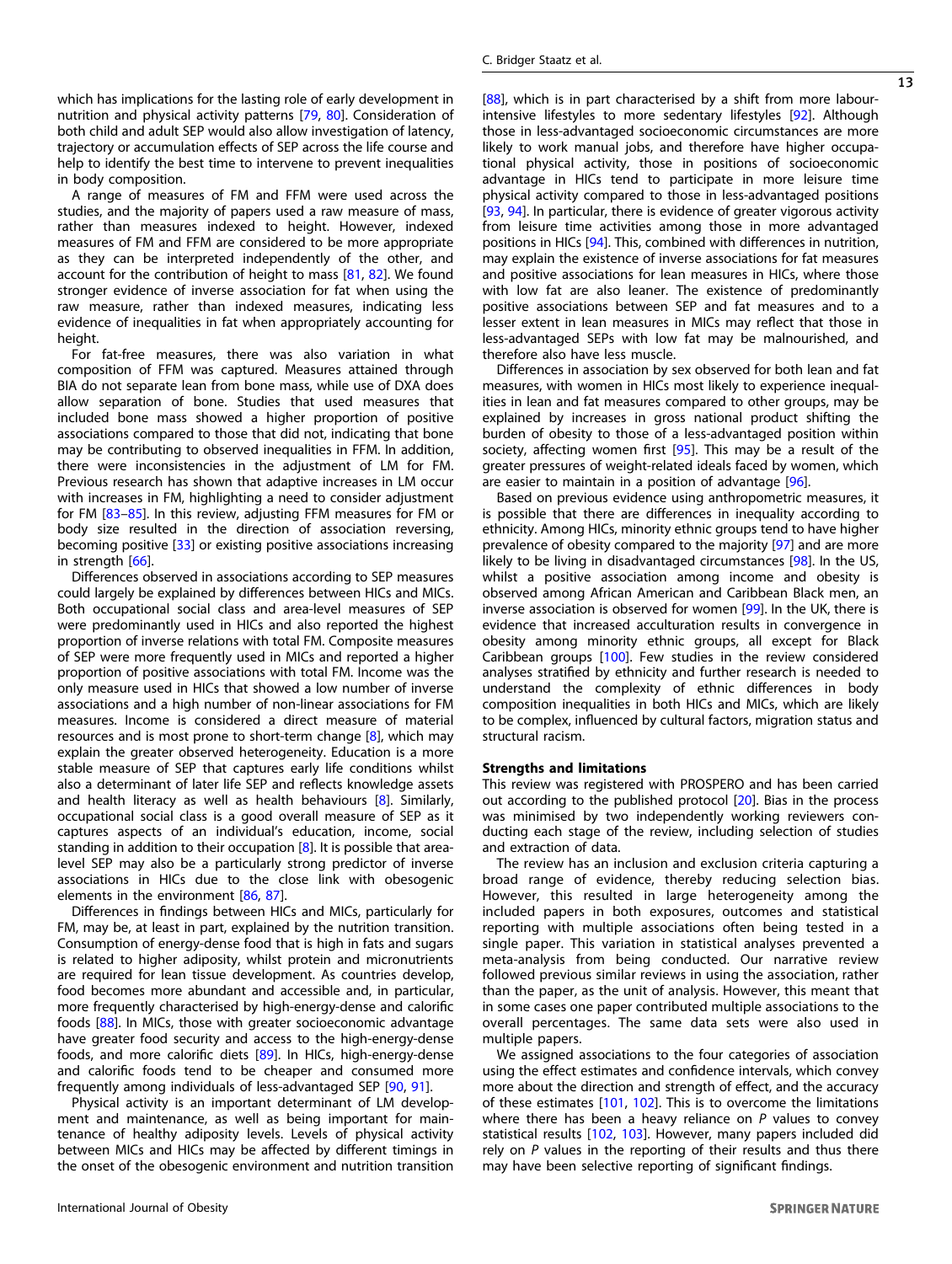which has implications for the lasting role of early development in nutrition and physical activity patterns [79, 80]. Consideration of both child and adult SEP would also allow investigation of latency, trajectory or accumulation effects of SEP across the life course and help to identify the best time to intervene to prevent inequalities in body composition.

A range of measures of FM and FFM were used across the studies, and the majority of papers used a raw measure of mass, rather than measures indexed to height. However, indexed measures of FM and FFM are considered to be more appropriate as they can be interpreted independently of the other, and account for the contribution of height to mass [81, 82]. We found stronger evidence of inverse association for fat when using the raw measure, rather than indexed measures, indicating less evidence of inequalities in fat when appropriately accounting for height.

For fat-free measures, there was also variation in what composition of FFM was captured. Measures attained through BIA do not separate lean from bone mass, while use of DXA does allow separation of bone. Studies that used measures that included bone mass showed a higher proportion of positive associations compared to those that did not, indicating that bone may be contributing to observed inequalities in FFM. In addition, there were inconsistencies in the adjustment of LM for FM. Previous research has shown that adaptive increases in LM occur with increases in FM, highlighting a need to consider adjustment for FM [83–85]. In this review, adjusting FFM measures for FM or body size resulted in the direction of association reversing, becoming positive [33] or existing positive associations increasing in strength [66].

Differences observed in associations according to SEP measures could largely be explained by differences between HICs and MICs. Both occupational social class and area-level measures of SEP were predominantly used in HICs and also reported the highest proportion of inverse relations with total FM. Composite measures of SEP were more frequently used in MICs and reported a higher proportion of positive associations with total FM. Income was the only measure used in HICs that showed a low number of inverse associations and a high number of non-linear associations for FM measures. Income is considered a direct measure of material resources and is most prone to short-term change [8], which may explain the greater observed heterogeneity. Education is a more stable measure of SEP that captures early life conditions whilst also a determinant of later life SEP and reflects knowledge assets and health literacy as well as health behaviours [8]. Similarly, occupational social class is a good overall measure of SEP as it captures aspects of an individual's education, income, social standing in addition to their occupation [8]. It is possible that area-level SEP may also be a particularly strong predictor of inverse associations in HICs due to the close link with obesogenic elements in the environment [86, 87].

Differences in findings between HICs and MICs, particularly for FM, may be, at least in part, explained by the nutrition transition. Consumption of energy-dense food that is high in fats and sugars is related to higher adiposity, whilst protein and micronutrients are required for lean tissue development. As countries develop, food becomes more abundant and accessible and, in particular, more frequently characterised by high-energy-dense and calorific foods [88]. In MICs, those with greater socioeconomic advantage have greater food security and access to the high-energy-dense foods, and more calorific diets [89]. In HICs, high-energy-dense and calorific foods tend to be cheaper and consumed more frequently among individuals of less-advantaged SEP [90, 91].

Physical activity is an important determinant of LM development and maintenance, as well as being important for maintenance of healthy adiposity levels. Levels of physical activity between MICs and HICs may be affected by different timings in the onset of the obesogenic environment and nutrition transition [88], which is in part characterised by a shift from more labour-intensive lifestyles to more sedentary lifestyles [92]. Although those in less-advantaged socioeconomic circumstances are more likely to work manual jobs, and therefore have higher occupational physical activity, those in positions of socioeconomic advantage in HICs tend to participate in more leisure time physical activity compared to those in less-advantaged positions [93, 94]. In particular, there is evidence of greater vigorous activity from leisure time activities among those in more advantaged positions in HICs [94]. This, combined with differences in nutrition, may explain the existence of inverse associations for fat measures and positive associations for lean measures in HICs, where those with low fat are also leaner. The existence of predominantly positive associations between SEP and fat measures and to a lesser extent in lean measures in MICs may reflect that those in less-advantaged SEPs with low fat may be malnourished, and therefore also have less muscle.

Differences in association by sex observed for both lean and fat measures, with women in HICs most likely to experience inequalities in lean and fat measures compared to other groups, may be explained by increases in gross national product shifting the burden of obesity to those of a less-advantaged position within society, affecting women first [95]. This may be a result of the greater pressures of weight-related ideals faced by women, which are easier to maintain in a position of advantage [96].

Based on previous evidence using anthropometric measures, it is possible that there are differences in inequality according to ethnicity. Among HICs, minority ethnic groups tend to have higher prevalence of obesity compared to the majority [97] and are more likely to be living in disadvantaged circumstances [98]. In the US, whilst a positive association among income and obesity is observed among African American and Caribbean Black men, an inverse association is observed for women [99]. In the UK, there is evidence that increased acculturation results in convergence in obesity among minority ethnic groups, all except for Black Caribbean groups [100]. Few studies in the review considered analyses stratified by ethnicity and further research is needed to understand the complexity of ethnic differences in body composition inequalities in both HICs and MICs, which are likely to be complex, influenced by cultural factors, migration status and structural racism.

**Strengths and limitations**

This review was registered with PROSPERO and has been carried out according to the published protocol [20]. Bias in the process was minimised by two independently working reviewers conducting each stage of the review, including selection of studies and extraction of data.

The review has an inclusion and exclusion criteria capturing a broad range of evidence, thereby reducing selection bias. However, this resulted in large heterogeneity among the included papers in both exposures, outcomes and statistical reporting with multiple associations often being tested in a single paper. This variation in statistical analyses prevented a meta-analysis from being conducted. Our narrative review followed previous similar reviews in using the association, rather than the paper, as the unit of analysis. However, this meant that in some cases one paper contributed multiple associations to the overall percentages. The same data sets were also used in multiple papers.

We assigned associations to the four categories of association using the effect estimates and confidence intervals, which convey more about the direction and strength of effect, and the accuracy of these estimates [101, 102]. This is to overcome the limitations where there has been a heavy reliance on *P* values to convey statistical results [102, 103]. However, many papers included did rely on *P* values in the reporting of their results and thus there may have been selective reporting of significant findings.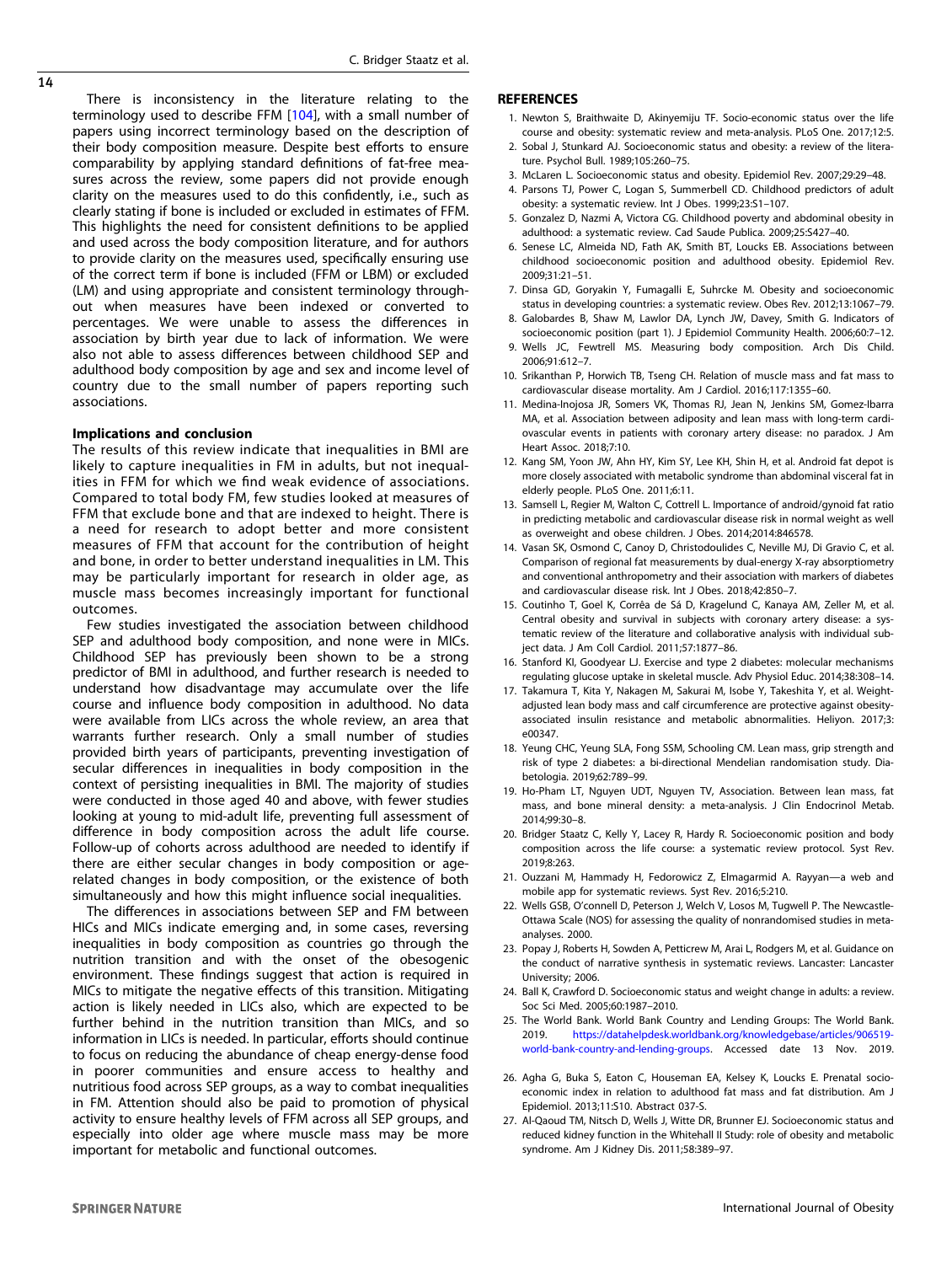There is inconsistency in the literature relating to the terminology used to describe FFM [104], with a small number of papers using incorrect terminology based on the description of their body composition measure. Despite best efforts to ensure comparability by applying standard definitions of fat-free measures across the review, some papers did not provide enough clarity on the measures used to do this confidently, i.e., such as clearly stating if bone is included or excluded in estimates of FFM. This highlights the need for consistent definitions to be applied and used across the body composition literature, and for authors to provide clarity on the measures used, specifically ensuring use of the correct term if bone is included (FFM or LBM) or excluded (LM) and using appropriate and consistent terminology throughout when measures have been indexed or converted to percentages. We were unable to assess the differences in association by birth year due to lack of information. We were also not able to assess differences between childhood SEP and adulthood body composition by age and sex and income level of country due to the small number of papers reporting such associations.

### Implications and conclusion

The results of this review indicate that inequalities in BMI are likely to capture inequalities in FM in adults, but not inequalities in FFM for which we find weak evidence of associations. Compared to total body FM, few studies looked at measures of FFM that exclude bone and that are indexed to height. There is a need for research to adopt better and more consistent measures of FFM that account for the contribution of height and bone, in order to better understand inequalities in LM. This may be particularly important for research in older age, as muscle mass becomes increasingly important for functional outcomes.

Few studies investigated the association between childhood SEP and adulthood body composition, and none were in MICs. Childhood SEP has previously been shown to be a strong predictor of BMI in adulthood, and further research is needed to understand how disadvantage may accumulate over the life course and influence body composition in adulthood. No data were available from LICs across the whole review, an area that warrants further research. Only a small number of studies provided birth years of participants, preventing investigation of secular differences in inequalities in body composition in the context of persisting inequalities in BMI. The majority of studies were conducted in those aged 40 and above, with fewer studies looking at young to mid-adult life, preventing full assessment of difference in body composition across the adult life course. Follow-up of cohorts across adulthood are needed to identify if there are either secular changes in body composition or age-related changes in body composition, or the existence of both simultaneously and how this might influence social inequalities.

The differences in associations between SEP and FM between HICs and MICs indicate emerging and, in some cases, reversing inequalities in body composition as countries go through the nutrition transition and with the onset of the obesogenic environment. These findings suggest that action is required in MICs to mitigate the negative effects of this transition. Mitigating action is likely needed in LICs also, which are expected to be further behind in the nutrition transition than MICs, and so information in LICs is needed. In particular, efforts should continue to focus on reducing the abundance of cheap energy-dense food in poorer communities and ensure access to healthy and nutritious food across SEP groups, as a way to combat inequalities in FM. Attention should also be paid to promotion of physical activity to ensure healthy levels of FFM across all SEP groups, and especially into older age where muscle mass may be more important for metabolic and functional outcomes.

## REFERENCES

1. Newton S, Braithwaite D, Akinyemiju TF. Socio-economic status over the life course and obesity: systematic review and meta-analysis. PLoS One. 2017;12:5.
2. Sobal J, Stunkard AJ. Socioeconomic status and obesity: a review of the literature. Psychol Bull. 1989;105:260–75.
3. McLaren L. Socioeconomic status and obesity. Epidemiol Rev. 2007;29:29–48.
4. Parsons TJ, Power C, Logan S, Summerbell CD. Childhood predictors of adult obesity: a systematic review. Int J Obes. 1999;23:S1–107.
5. Gonzalez D, Nazmi A, Victora CG. Childhood poverty and abdominal obesity in adulthood: a systematic review. Cad Saude Publica. 2009;25:S427–40.
6. Senese LC, Almeida ND, Fath AK, Smith BT, Loucks EB. Associations between childhood socioeconomic position and adulthood obesity. Epidemiol Rev. 2009;31:21–51.
7. Dinsa GD, Goryakin Y, Fumagalli E, Suhrcke M. Obesity and socioeconomic status in developing countries: a systematic review. Obes Rev. 2012;13:1067–79.
8. Galobardes B, Shaw M, Lawlor DA, Lynch JW, Davey, Smith G. Indicators of socioeconomic position (part 1). J Epidemiol Community Health. 2006;60:7–12.
9. Wells JC, Fewtrell MS. Measuring body composition. Arch Dis Child. 2006;91:612–7.
10. Srikanthan P, Horwich TB, Tseng CH. Relation of muscle mass and fat mass to cardiovascular disease mortality. Am J Cardiol. 2016;117:1355–60.
11. Medina-Inojosa JR, Somers VK, Thomas RJ, Jean N, Jenkins SM, Gomez-Ibarra MA, et al. Association between adiposity and lean mass with long-term cardiovascular events in patients with coronary artery disease: no paradox. J Am Heart Assoc. 2018;7:10.
12. Kang SM, Yoon JW, Ahn HY, Kim SY, Lee KH, Shin H, et al. Android fat depot is more closely associated with metabolic syndrome than abdominal visceral fat in elderly people. PLoS One. 2011;6:11.
13. Samsell L, Regier M, Walton C, Cottrell L. Importance of android/gynoid fat ratio in predicting metabolic and cardiovascular disease risk in normal weight as well as overweight and obese children. J Obes. 2014;2014:846578.
14. Vasan SK, Osmond C, Canoy D, Christodoulides C, Neville MJ, Di Gravio C, et al. Comparison of regional fat measurements by dual-energy X-ray absorptiometry and conventional anthropometry and their association with markers of diabetes and cardiovascular disease risk. Int J Obes. 2018;42:850–7.
15. Coutinho T, Goel K, Corrêa de Sá D, Kragelund C, Kanaya AM, Zeller M, et al. Central obesity and survival in subjects with coronary artery disease: a systematic review of the literature and collaborative analysis with individual subject data. J Am Coll Cardiol. 2011;57:1877–86.
16. Stanford KI, Goodyear LJ. Exercise and type 2 diabetes: molecular mechanisms regulating glucose uptake in skeletal muscle. Adv Physiol Educ. 2014;38:308–14.
17. Takamura T, Kita Y, Nakagen M, Sakurai M, Isobe Y, Takeshita Y, et al. Weight-adjusted lean body mass and calf circumference are protective against obesity-associated insulin resistance and metabolic abnormalities. Heliyon. 2017;3:e00347.
18. Yeung CHC, Yeung SLA, Fong SSM, Schooling CM. Lean mass, grip strength and risk of type 2 diabetes: a bi-directional Mendelian randomisation study. Diabetologia. 2019;62:789–99.
19. Ho-Pham LT, Nguyen UDT, Nguyen TV, Association. Between lean mass, fat mass, and bone mineral density: a meta-analysis. J Clin Endocrinol Metab. 2014;99:30–8.
20. Bridger Staatz C, Kelly Y, Lacey R, Hardy R. Socioeconomic position and body composition across the life course: a systematic review protocol. Syst Rev. 2019;8:263.
21. Ouzzani M, Hammady H, Fedorowicz Z, Elmagarmid A. Rayyan—a web and mobile app for systematic reviews. Syst Rev. 2016;5:210.
22. Wells GSB, O'connell D, Peterson J, Welch V, Losos M, Tugwell P. The Newcastle-Ottawa Scale (NOS) for assessing the quality of nonrandomised studies in meta-analyses. 2000.
23. Popay J, Roberts H, Sowden A, Petticrew M, Arai L, Rodgers M, et al. Guidance on the conduct of narrative synthesis in systematic reviews. Lancaster: Lancaster University; 2006.
24. Ball K, Crawford D. Socioeconomic status and weight change in adults: a review. Soc Sci Med. 2005;60:1987–2010.
25. The World Bank. World Bank Country and Lending Groups: The World Bank. 2019. https://datahelpdesk.worldbank.org/knowledgebase/articles/906519-world-bank-country-and-lending-groups. Accessed date 13 Nov. 2019.
26. Agha G, Buka S, Eaton C, Houseman EA, Kelsey K, Loucks E. Prenatal socioeconomic index in relation to adulthood fat mass and fat distribution. Am J Epidemiol. 2013;11:S10. Abstract 037-S.
27. Al-Qaoud TM, Nitsch D, Wells J, Witte DR, Brunner EJ. Socioeconomic status and reduced kidney function in the Whitehall II Study: role of obesity and metabolic syndrome. Am J Kidney Dis. 2011;58:389–97.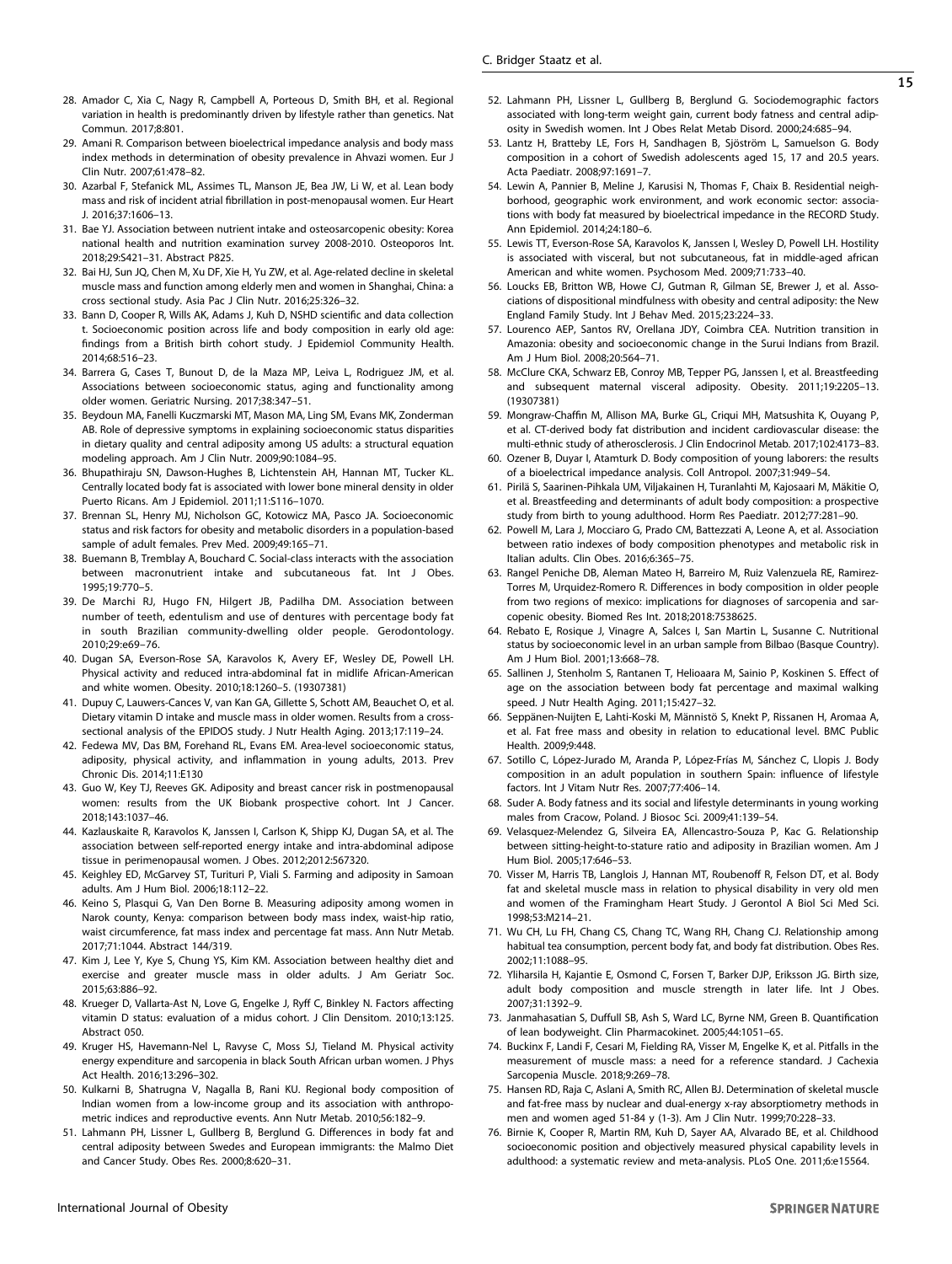28. Amador C, Xia C, Nagy R, Campbell A, Porteous D, Smith BH, et al. Regional variation in health is predominantly driven by lifestyle rather than genetics. Nat Commun. 2017;8:801.
29. Amani R. Comparison between bioelectrical impedance analysis and body mass index methods in determination of obesity prevalence in Ahvazi women. Eur J Clin Nutr. 2007;61:478–82.
30. Azarbal F, Stefanick ML, Assimes TL, Manson JE, Bea JW, Li W, et al. Lean body mass and risk of incident atrial fibrillation in post-menopausal women. Eur Heart J. 2016;37:1606–13.
31. Bae YJ. Association between nutrient intake and osteosarcopenic obesity: Korea national health and nutrition examination survey 2008-2010. Osteoporos Int. 2018;29:S421–31. Abstract P825.
32. Bai HJ, Sun JQ, Chen M, Xu DF, Xie H, Yu ZW, et al. Age-related decline in skeletal muscle mass and function among elderly men and women in Shanghai, China: a cross sectional study. Asia Pac J Clin Nutr. 2016;25:326–32.
33. Bann D, Cooper R, Wills AK, Adams J, Kuh D, NSHD scientific and data collection t. Socioeconomic position across life and body composition in early old age: findings from a British birth cohort study. J Epidemiol Community Health. 2014;68:516–23.
34. Barrera G, Cases T, Bunout D, de la Maza MP, Leiva L, Rodriguez JM, et al. Associations between socioeconomic status, aging and functionality among older women. Geriatric Nursing. 2017;38:347–51.
35. Beydoun MA, Fanelli Kuczmarski MT, Mason MA, Ling SM, Evans MK, Zonderman AB. Role of depressive symptoms in explaining socioeconomic status disparities in dietary quality and central adiposity among US adults: a structural equation modeling approach. Am J Clin Nutr. 2009;90:1084–95.
36. Bhupathiraju SN, Dawson-Hughes B, Lichtenstein AH, Hannan MT, Tucker KL. Centrally located body fat is associated with lower bone mineral density in older Puerto Ricans. Am J Epidemiol. 2011;11:S116–1070.
37. Brennan SL, Henry MJ, Nicholson GC, Kotowicz MA, Pasco JA. Socioeconomic status and risk factors for obesity and metabolic disorders in a population-based sample of adult females. Prev Med. 2009;49:165–71.
38. Buemann B, Tremblay A, Bouchard C. Social-class interacts with the association between macronutrient intake and subcutaneous fat. Int J Obes. 1995;19:770–5.
39. De Marchi RJ, Hugo FN, Hilgert JB, Padilha DM. Association between number of teeth, edentulism and use of dentures with percentage body fat in south Brazilian community-dwelling older people. Gerodontology. 2010;29:e69–76.
40. Dugan SA, Everson-Rose SA, Karavolos K, Avery EF, Wesley DE, Powell LH. Physical activity and reduced intra-abdominal fat in midlife African-American and white women. Obesity. 2010;18:1260–5. (19307381)
41. Dupuy C, Lauwers-Cances V, van Kan GA, Gillette S, Schott AM, Beauchet O, et al. Dietary vitamin D intake and muscle mass in older women. Results from a cross-sectional analysis of the EPIDOS study. J Nutr Health Aging. 2013;17:119–24.
42. Fedewa MV, Das BM, Forehand RL, Evans EM. Area-level socioeconomic status, adiposity, physical activity, and inflammation in young adults, 2013. Prev Chronic Dis. 2014;11:E130
43. Guo W, Key TJ, Reeves GK. Adiposity and breast cancer risk in postmenopausal women: results from the UK Biobank prospective cohort. Int J Cancer. 2018;143:1037–46.
44. Kazlauskaite R, Karavolos K, Janssen I, Carlson K, Shipp KJ, Dugan SA, et al. The association between self-reported energy intake and intra-abdominal adipose tissue in perimenopausal women. J Obes. 2012;2012:567320.
45. Keighley ED, McGarvey ST, Turituri P, Viali S. Farming and adiposity in Samoan adults. Am J Hum Biol. 2006;18:112–22.
46. Keino S, Plasqui G, Van Den Borne B. Measuring adiposity among women in Narok county, Kenya: comparison between body mass index, waist-hip ratio, waist circumference, fat mass index and percentage fat mass. Ann Nutr Metab. 2017;71:1044. Abstract 144/319.
47. Kim J, Lee Y, Kye S, Chung YS, Kim KM. Association between healthy diet and exercise and greater muscle mass in older adults. J Am Geriatr Soc. 2015;63:886–92.
48. Krueger D, Vallarta-Ast N, Love G, Engelke J, Ryff C, Binkley N. Factors affecting vitamin D status: evaluation of a midus cohort. J Clin Densitom. 2010;13:125. Abstract 050.
49. Kruger HS, Havemann-Nel L, Ravyse C, Moss SJ, Tieland M. Physical activity energy expenditure and sarcopenia in black South African urban women. J Phys Act Health. 2016;13:296–302.
50. Kulkarni B, Shatrugna V, Nagalla B, Rani KU. Regional body composition of Indian women from a low-income group and its association with anthropometric indices and reproductive events. Ann Nutr Metab. 2010;56:182–9.
51. Lahmann PH, Lissner L, Gullberg B, Berglund G. Differences in body fat and central adiposity between Swedes and European immigrants: the Malmo Diet and Cancer Study. Obes Res. 2000;8:620–31.
52. Lahmann PH, Lissner L, Gullberg B, Berglund G. Sociodemographic factors associated with long-term weight gain, current body fatness and central adiposity in Swedish women. Int J Obes Relat Metab Disord. 2000;24:685–94.
53. Lantz H, Bratteby LE, Fors H, Sandhagen B, Sjöström L, Samuelson G. Body composition in a cohort of Swedish adolescents aged 15, 17 and 20.5 years. Acta Paediatr. 2008;97:1691–7.
54. Lewin A, Pannier B, Meline J, Karusisi N, Thomas F, Chaix B. Residential neighborhood, geographic work environment, and work economic sector: associations with body fat measured by bioelectrical impedance in the RECORD Study. Ann Epidemiol. 2014;24:180–6.
55. Lewis TT, Everson-Rose SA, Karavolos K, Janssen I, Wesley D, Powell LH. Hostility is associated with visceral, but not subcutaneous, fat in middle-aged african American and white women. Psychosom Med. 2009;71:733–40.
56. Loucks EB, Britton WB, Howe CJ, Gutman R, Gilman SE, Brewer J, et al. Associations of dispositional mindfulness with obesity and central adiposity: the New England Family Study. Int J Behav Med. 2015;23:224–33.
57. Lourenco AEP, Santos RV, Orellana JDY, Coimbra CEA. Nutrition transition in Amazonia: obesity and socioeconomic change in the Surui Indians from Brazil. Am J Hum Biol. 2008;20:564–71.
58. McClure CKA, Schwarz EB, Conroy MB, Tepper PG, Janssen I, et al. Breastfeeding and subsequent maternal visceral adiposity. Obesity. 2011;19:2205–13. (19307381)
59. Mongraw-Chaffin M, Allison MA, Burke GL, Criqui MH, Matsushita K, Ouyang P, et al. CT-derived body fat distribution and incident cardiovascular disease: the multi-ethnic study of atherosclerosis. J Clin Endocrinol Metab. 2017;102:4173–83.
60. Ozener B, Duyar I, Atamturk D. Body composition of young laborers: the results of a bioelectrical impedance analysis. Coll Antropol. 2007;31:949–54.
61. Pirilä S, Saarinen-Pihkala UM, Viljakainen H, Turanlahti M, Kajosaari M, Mäkitie O, et al. Breastfeeding and determinants of adult body composition: a prospective study from birth to young adulthood. Horm Res Paediatr. 2012;77:281–90.
62. Powell M, Lara J, Mocciaro G, Prado CM, Battezzati A, Leone A, et al. Association between ratio indexes of body composition phenotypes and metabolic risk in Italian adults. Clin Obes. 2016;6:365–75.
63. Rangel Peniche DB, Aleman Mateo H, Barreiro M, Ruiz Valenzuela RE, Ramirez-Torres M, Urquidez-Romero R. Differences in body composition in older people from two regions of mexico: implications for diagnoses of sarcopenia and sarcopenic obesity. Biomed Res Int. 2018;2018:7538625.
64. Rebato E, Rosique J, Vinagre A, Salces I, San Martin L, Susanne C. Nutritional status by socioeconomic level in an urban sample from Bilbao (Basque Country). Am J Hum Biol. 2001;13:668–78.
65. Sallinen J, Stenholm S, Rantanen T, Helioaara M, Sainio P, Koskinen S. Effect of age on the association between body fat percentage and maximal walking speed. J Nutr Health Aging. 2011;15:427–32.
66. Seppänen-Nuijten E, Lahti-Koski M, Männistö S, Knekt P, Rissanen H, Aromaa A, et al. Fat free mass and obesity in relation to educational level. BMC Public Health. 2009;9:448.
67. Sotillo C, López-Jurado M, Aranda P, López-Frías M, Sánchez C, Llopis J. Body composition in an adult population in southern Spain: influence of lifestyle factors. Int J Vitam Nutr Res. 2007;77:406–14.
68. Suder A. Body fatness and its social and lifestyle determinants in young working males from Cracow, Poland. J Biosoc Sci. 2009;41:139–54.
69. Velasquez-Melendez G, Silveira EA, Allencastro-Souza P, Kac G. Relationship between sitting-height-to-stature ratio and adiposity in Brazilian women. Am J Hum Biol. 2005;17:646–53.
70. Visser M, Harris TB, Langlois J, Hannan MT, Roubenoff R, Felson DT, et al. Body fat and skeletal muscle mass in relation to physical disability in very old men and women of the Framingham Heart Study. J Gerontol A Biol Sci Med Sci. 1998;53:M214–21.
71. Wu CH, Lu FH, Chang CS, Chang TC, Wang RH, Chang CJ. Relationship among habitual tea consumption, percent body fat, and body fat distribution. Obes Res. 2002;11:1088–95.
72. Yliharsila H, Kajantie E, Osmond C, Forsen T, Barker DJP, Eriksson JG. Birth size, adult body composition and muscle strength in later life. Int J Obes. 2007;31:1392–9.
73. Janmahasatian S, Duffull SB, Ash S, Ward LC, Byrne NM, Green B. Quantification of lean bodyweight. Clin Pharmacokinet. 2005;44:1051–65.
74. Buckinx F, Landi F, Cesari M, Fielding RA, Visser M, Engelke K, et al. Pitfalls in the measurement of muscle mass: a need for a reference standard. J Cachexia Sarcopenia Muscle. 2018;9:269–78.
75. Hansen RD, Raja C, Aslani A, Smith RC, Allen BJ. Determination of skeletal muscle and fat-free mass by nuclear and dual-energy x-ray absorptiometry methods in men and women aged 51-84 y (1-3). Am J Clin Nutr. 1999;70:228–33.
76. Birnie K, Cooper R, Martin RM, Kuh D, Sayer AA, Alvarado BE, et al. Childhood socioeconomic position and objectively measured physical capability levels in adulthood: a systematic review and meta-analysis. PLoS One. 2011;6:e15564.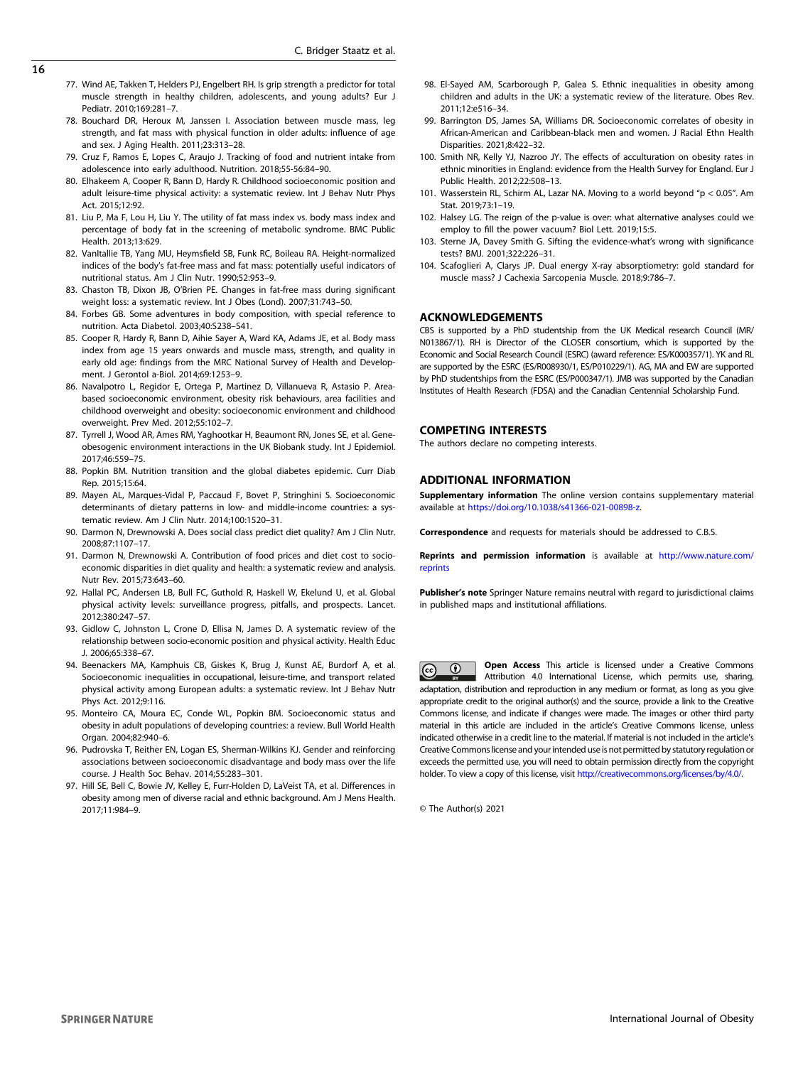77. Wind AE, Takken T, Helders PJ, Engelbert RH. Is grip strength a predictor for total muscle strength in healthy children, adolescents, and young adults? Eur J Pediatr. 2010;169:281–7.
78. Bouchard DR, Heroux M, Janssen I. Association between muscle mass, leg strength, and fat mass with physical function in older adults: influence of age and sex. J Aging Health. 2011;23:313–28.
79. Cruz F, Ramos E, Lopes C, Araujo J. Tracking of food and nutrient intake from adolescence into early adulthood. Nutrition. 2018;55-56:84–90.
80. Elhakeem A, Cooper R, Bann D, Hardy R. Childhood socioeconomic position and adult leisure-time physical activity: a systematic review. Int J Behav Nutr Phys Act. 2015;12:92.
81. Liu P, Ma F, Lou H, Liu Y. The utility of fat mass index vs. body mass index and percentage of body fat in the screening of metabolic syndrome. BMC Public Health. 2013;13:629.
82. VanItallie TB, Yang MU, Heymsfield SB, Funk RC, Boileau RA. Height-normalized indices of the body's fat-free mass and fat mass: potentially useful indicators of nutritional status. Am J Clin Nutr. 1990;52:953–9.
83. Chaston TB, Dixon JB, O'Brien PE. Changes in fat-free mass during significant weight loss: a systematic review. Int J Obes (Lond). 2007;31:743–50.
84. Forbes GB. Some adventures in body composition, with special reference to nutrition. Acta Diabetol. 2003;40:S238–S41.
85. Cooper R, Hardy R, Bann D, Aihie Sayer A, Ward KA, Adams JE, et al. Body mass index from age 15 years onwards and muscle mass, strength, and quality in early old age: findings from the MRC National Survey of Health and Development. J Gerontol a-Biol. 2014;69:1253–9.
86. Navalpotro L, Regidor E, Ortega P, Martinez D, Villanueva R, Astasio P. Area-based socioeconomic environment, obesity risk behaviours, area facilities and childhood overweight and obesity: socioeconomic environment and childhood overweight. Prev Med. 2012;55:102–7.
87. Tyrrell J, Wood AR, Ames RM, Yaghootkar H, Beaumont RN, Jones SE, et al. Gene-obesogenic environment interactions in the UK Biobank study. Int J Epidemiol. 2017;46:559–75.
88. Popkin BM. Nutrition transition and the global diabetes epidemic. Curr Diab Rep. 2015;15:64.
89. Mayen AL, Marques-Vidal P, Paccaud F, Bovet P, Stringhini S. Socioeconomic determinants of dietary patterns in low- and middle-income countries: a systematic review. Am J Clin Nutr. 2014;100:1520–31.
90. Darmon N, Drewnowski A. Does social class predict diet quality? Am J Clin Nutr. 2008;87:1107–17.
91. Darmon N, Drewnowski A. Contribution of food prices and diet cost to socioeconomic disparities in diet quality and health: a systematic review and analysis. Nutr Rev. 2015;73:643–60.
92. Hallal PC, Andersen LB, Bull FC, Guthold R, Haskell W, Ekelund U, et al. Global physical activity levels: surveillance progress, pitfalls, and prospects. Lancet. 2012;380:247–57.
93. Gidlow C, Johnston L, Crone D, Ellisa N, James D. A systematic review of the relationship between socio-economic position and physical activity. Health Educ J. 2006;65:338–67.
94. Beenackers MA, Kamphuis CB, Giskes K, Brug J, Kunst AE, Burdorf A, et al. Socioeconomic inequalities in occupational, leisure-time, and transport related physical activity among European adults: a systematic review. Int J Behav Nutr Phys Act. 2012;9:116.
95. Monteiro CA, Moura EC, Conde WL, Popkin BM. Socioeconomic status and obesity in adult populations of developing countries: a review. Bull World Health Organ. 2004;82:940–6.
96. Pudrovska T, Reither EN, Logan ES, Sherman-Wilkins KJ. Gender and reinforcing associations between socioeconomic disadvantage and body mass over the life course. J Health Soc Behav. 2014;55:283–301.
97. Hill SE, Bell C, Bowie JV, Kelley E, Furr-Holden D, LaVeist TA, et al. Differences in obesity among men of diverse racial and ethnic background. Am J Mens Health. 2017;11:984–9.
98. El-Sayed AM, Scarborough P, Galea S. Ethnic inequalities in obesity among children and adults in the UK: a systematic review of the literature. Obes Rev. 2011;12:e516–34.
99. Barrington DS, James SA, Williams DR. Socioeconomic correlates of obesity in African-American and Caribbean-black men and women. J Racial Ethn Health Disparities. 2021;8:422–32.
100. Smith NR, Kelly YJ, Nazroo JY. The effects of acculturation on obesity rates in ethnic minorities in England: evidence from the Health Survey for England. Eur J Public Health. 2012;22:508–13.
101. Wasserstein RL, Schirm AL, Lazar NA. Moving to a world beyond "p < 0.05". Am Stat. 2019;73:1–19.
102. Halsey LG. The reign of the p-value is over: what alternative analyses could we employ to fill the power vacuum? Biol Lett. 2019;15:5.
103. Sterne JA, Davey Smith G. Sifting the evidence-what's wrong with significance tests? BMJ. 2001;322:226–31.
104. Scafoglieri A, Clarys JP. Dual energy X-ray absorptiometry: gold standard for muscle mass? J Cachexia Sarcopenia Muscle. 2018;9:786–7.

## ACKNOWLEDGEMENTS

CBS is supported by a PhD studentship from the UK Medical research Council (MR/N013867/1). RH is Director of the CLOSER consortium, which is supported by the Economic and Social Research Council (ESRC) (award reference: ES/K000357/1). YK and RL are supported by the ESRC (ES/R008930/1, ES/P010229/1). AG, MA and EW are supported by PhD studentships from the ESRC (ES/P000347/1). JMB was supported by the Canadian Institutes of Health Research (FDSA) and the Canadian Centennial Scholarship Fund.

## COMPETING INTERESTS

The authors declare no competing interests.

## ADDITIONAL INFORMATION

**Supplementary information** The online version contains supplementary material available at https://doi.org/10.1038/s41366-021-00898-z.

**Correspondence** and requests for materials should be addressed to C.B.S.

**Reprints and permission information** is available at http://www.nature.com/reprints

**Publisher's note** Springer Nature remains neutral with regard to jurisdictional claims in published maps and institutional affiliations.

**Open Access** This article is licensed under a Creative Commons Attribution 4.0 International License, which permits use, sharing, adaptation, distribution and reproduction in any medium or format, as long as you give appropriate credit to the original author(s) and the source, provide a link to the Creative Commons license, and indicate if changes were made. The images or other third party material in this article are included in the article's Creative Commons license, unless indicated otherwise in a credit line to the material. If material is not included in the article's Creative Commons license and your intended use is not permitted by statutory regulation or exceeds the permitted use, you will need to obtain permission directly from the copyright holder. To view a copy of this license, visit http://creativecommons.org/licenses/by/4.0/.

© The Author(s) 2021